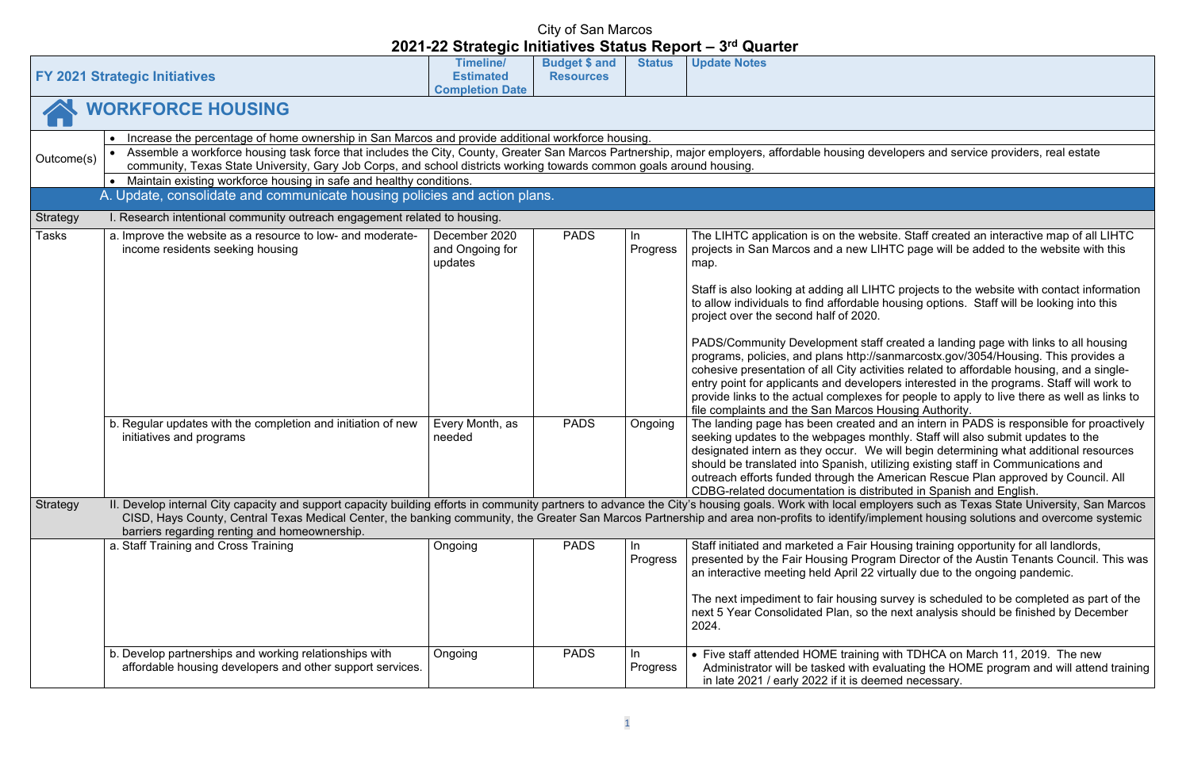City of San Marcos

# 2021-22 Strategic Initiatives Status Report – 3rd Quarter

| FY 2021 Strategic Initiatives | | Timeline/ Estimated Completion Date | Budget $ and Resources | Status | Update Notes |
|---|---|---|---|---|---|
| **WORKFORCE HOUSING** | | | | | |
| Outcome(s) | • Increase the percentage of home ownership in San Marcos and provide additional workforce housing.<br>• Assemble a workforce housing task force that includes the City, County, Greater San Marcos Partnership, major employers, affordable housing developers and service providers, real estate community, Texas State University, Gary Job Corps, and school districts working towards common goals around housing.<br>• Maintain existing workforce housing in safe and healthy conditions. | | | | |
| | A. Update, consolidate and communicate housing policies and action plans. | | | | |
| Strategy | I. Research intentional community outreach engagement related to housing. | | | | |
| Tasks | a. Improve the website as a resource to low- and moderate-income residents seeking housing | December 2020 and Ongoing for updates | PADS | In Progress | The LIHTC application is on the website. Staff created an interactive map of all LIHTC projects in San Marcos and a new LIHTC page will be added to the website with this map.<br><br>Staff is also looking at adding all LIHTC projects to the website with contact information to allow individuals to find affordable housing options. Staff will be looking into this project over the second half of 2020.<br><br>PADS/Community Development staff created a landing page with links to all housing programs, policies, and plans http://sanmarcostx.gov/3054/Housing. This provides a cohesive presentation of all City activities related to affordable housing, and a single-entry point for applicants and developers interested in the programs. Staff will work to provide links to the actual complexes for people to apply to live there as well as links to file complaints and the San Marcos Housing Authority. |
| | b. Regular updates with the completion and initiation of new initiatives and programs | Every Month, as needed | PADS | Ongoing | The landing page has been created and an intern in PADS is responsible for proactively seeking updates to the webpages monthly. Staff will also submit updates to the designated intern as they occur. We will begin determining what additional resources should be translated into Spanish, utilizing existing staff in Communications and outreach efforts funded through the American Rescue Plan approved by Council. All CDBG-related documentation is distributed in Spanish and English. |
| Strategy | II. Develop internal City capacity and support capacity building efforts in community partners to advance the City's housing goals. Work with local employers such as Texas State University, San Marcos CISD, Hays County, Central Texas Medical Center, the banking community, the Greater San Marcos Partnership and area non-profits to identify/implement housing solutions and overcome systemic barriers regarding renting and homeownership. | | | | |
| | a. Staff Training and Cross Training | Ongoing | PADS | In Progress | Staff initiated and marketed a Fair Housing training opportunity for all landlords, presented by the Fair Housing Program Director of the Austin Tenants Council. This was an interactive meeting held April 22 virtually due to the ongoing pandemic.<br><br>The next impediment to fair housing survey is scheduled to be completed as part of the next 5 Year Consolidated Plan, so the next analysis should be finished by December 2024. |
| | b. Develop partnerships and working relationships with affordable housing developers and other support services. | Ongoing | PADS | In Progress | • Five staff attended HOME training with TDHCA on March 11, 2019. The new Administrator will be tasked with evaluating the HOME program and will attend training in late 2021 / early 2022 if it is deemed necessary. |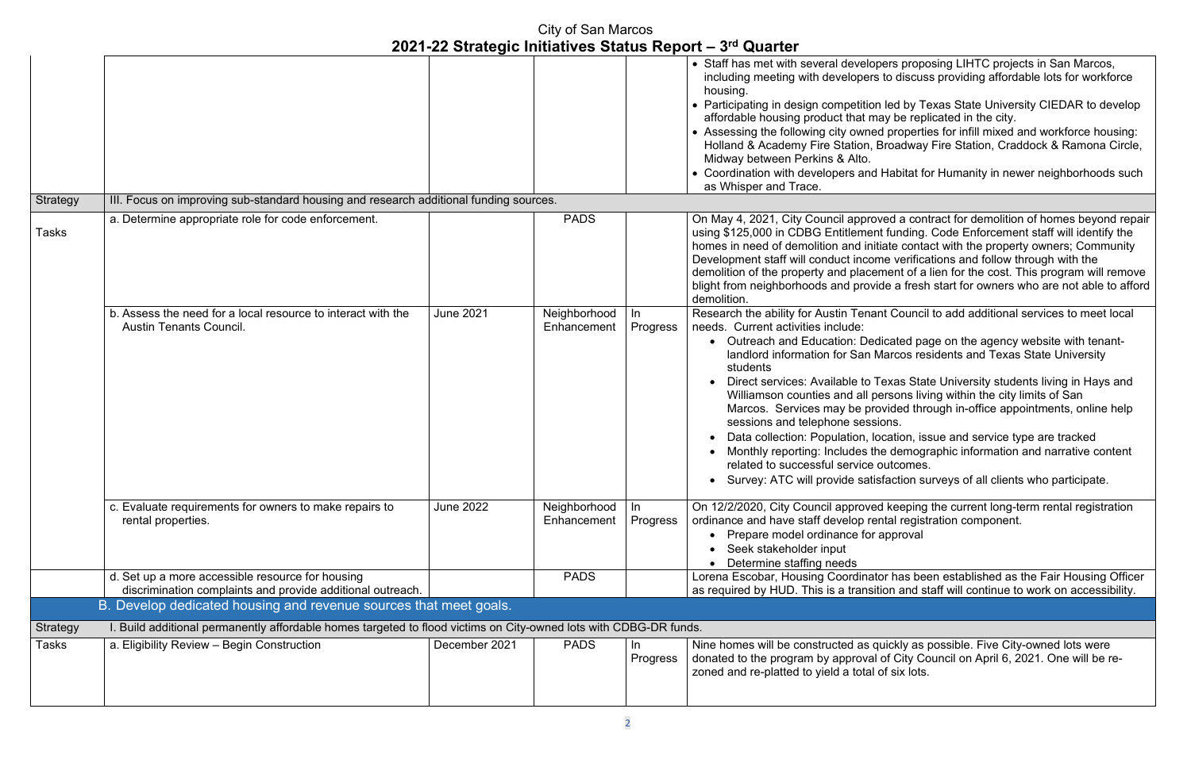| | | | | | |
|---|---|---|---|---|---|
| | | | | | • Staff has met with several developers proposing LIHTC projects in San Marcos, including meeting with developers to discuss providing affordable lots for workforce housing.<br>• Participating in design competition led by Texas State University CIEDAR to develop affordable housing product that may be replicated in the city.<br>• Assessing the following city owned properties for infill mixed and workforce housing: Holland & Academy Fire Station, Broadway Fire Station, Craddock & Ramona Circle, Midway between Perkins & Alto.<br>• Coordination with developers and Habitat for Humanity in newer neighborhoods such as Whisper and Trace. |
| Strategy | III. Focus on improving sub-standard housing and research additional funding sources. | | | | |
| Tasks | a. Determine appropriate role for code enforcement. | | PADS | | On May 4, 2021, City Council approved a contract for demolition of homes beyond repair using $125,000 in CDBG Entitlement funding. Code Enforcement staff will identify the homes in need of demolition and initiate contact with the property owners; Community Development staff will conduct income verifications and follow through with the demolition of the property and placement of a lien for the cost. This program will remove blight from neighborhoods and provide a fresh start for owners who are not able to afford demolition. |
| | b. Assess the need for a local resource to interact with the Austin Tenants Council. | June 2021 | Neighborhood Enhancement | In Progress | Research the ability for Austin Tenant Council to add additional services to meet local needs. Current activities include:<br>• Outreach and Education: Dedicated page on the agency website with tenant-landlord information for San Marcos residents and Texas State University students<br>• Direct services: Available to Texas State University students living in Hays and Williamson counties and all persons living within the city limits of San Marcos. Services may be provided through in-office appointments, online help sessions and telephone sessions.<br>• Data collection: Population, location, issue and service type are tracked<br>• Monthly reporting: Includes the demographic information and narrative content related to successful service outcomes.<br>• Survey: ATC will provide satisfaction surveys of all clients who participate. |
| | c. Evaluate requirements for owners to make repairs to rental properties. | June 2022 | Neighborhood Enhancement | In Progress | On 12/2/2020, City Council approved keeping the current long-term rental registration ordinance and have staff develop rental registration component.<br>• Prepare model ordinance for approval<br>• Seek stakeholder input<br>• Determine staffing needs |
| | d. Set up a more accessible resource for housing discrimination complaints and provide additional outreach. | | PADS | | Lorena Escobar, Housing Coordinator has been established as the Fair Housing Officer as required by HUD. This is a transition and staff will continue to work on accessibility. |
| | B. Develop dedicated housing and revenue sources that meet goals. | | | | |
| Strategy | I. Build additional permanently affordable homes targeted to flood victims on City-owned lots with CDBG-DR funds. | | | | |
| Tasks | a. Eligibility Review – Begin Construction | December 2021 | PADS | In Progress | Nine homes will be constructed as quickly as possible. Five City-owned lots were donated to the program by approval of City Council on April 6, 2021. One will be re-zoned and re-platted to yield a total of six lots. |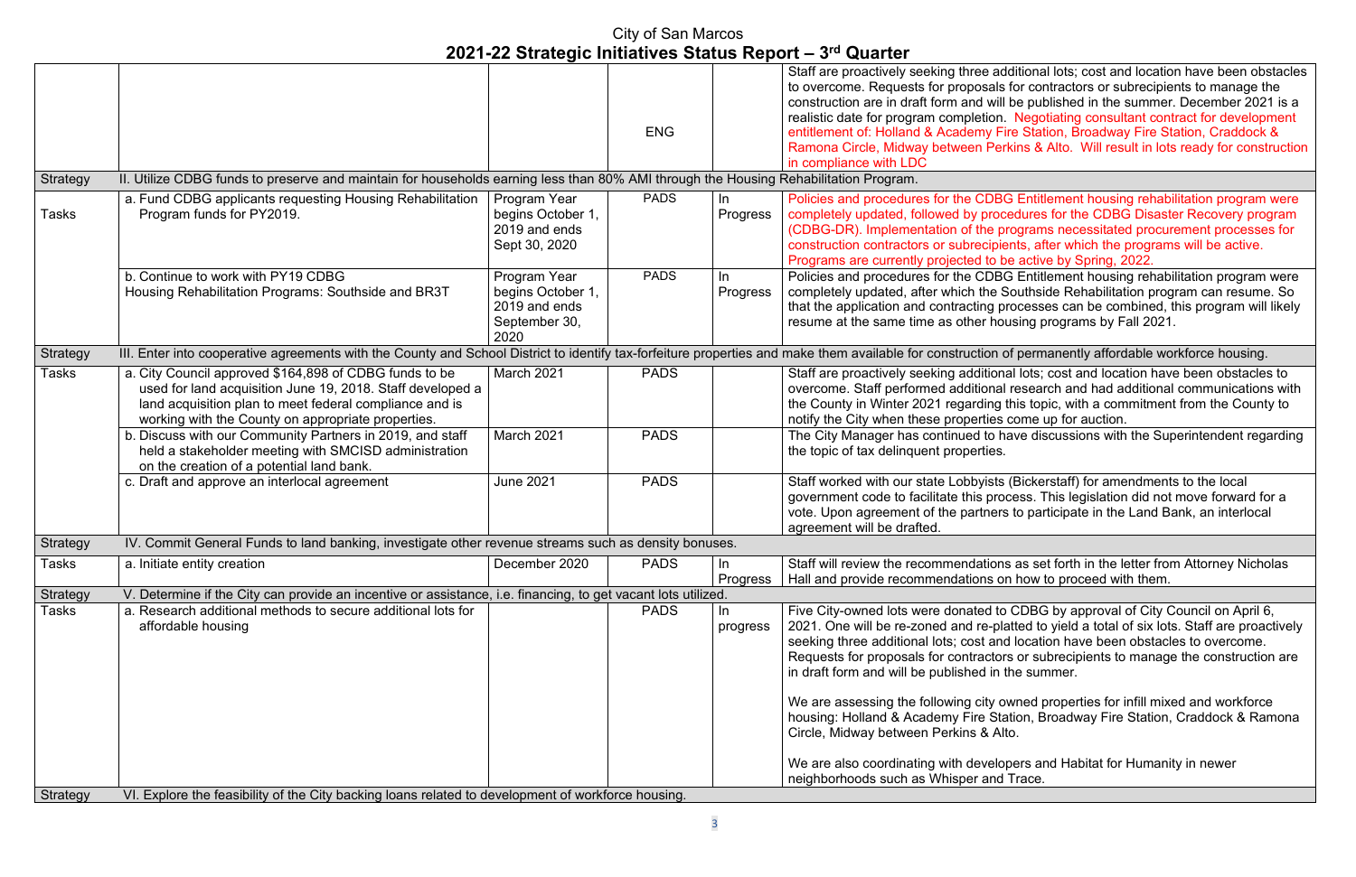# City of San Marcos

## 2021-22 Strategic Initiatives Status Report – 3rd Quarter

| | | | | | |
|---|---|---|---|---|---|
| | | | ENG | | Staff are proactively seeking three additional lots; cost and location have been obstacles to overcome. Requests for proposals for contractors or subrecipients to manage the construction are in draft form and will be published in the summer. December 2021 is a realistic date for program completion. Negotiating consultant contract for development entitlement of: Holland & Academy Fire Station, Broadway Fire Station, Craddock & Ramona Circle, Midway between Perkins & Alto. Will result in lots ready for construction in compliance with LDC |
| Strategy | II. Utilize CDBG funds to preserve and maintain for households earning less than 80% AMI through the Housing Rehabilitation Program. | | | | |
| Tasks | a. Fund CDBG applicants requesting Housing Rehabilitation Program funds for PY2019. | Program Year begins October 1, 2019 and ends Sept 30, 2020 | PADS | In Progress | Policies and procedures for the CDBG Entitlement housing rehabilitation program were completely updated, followed by procedures for the CDBG Disaster Recovery program (CDBG-DR). Implementation of the programs necessitated procurement processes for construction contractors or subrecipients, after which the programs will be active. Programs are currently projected to be active by Spring, 2022. |
| | b. Continue to work with PY19 CDBG Housing Rehabilitation Programs: Southside and BR3T | Program Year begins October 1, 2019 and ends September 30, 2020 | PADS | In Progress | Policies and procedures for the CDBG Entitlement housing rehabilitation program were completely updated, after which the Southside Rehabilitation program can resume. So that the application and contracting processes can be combined, this program will likely resume at the same time as other housing programs by Fall 2021. |
| Strategy | III. Enter into cooperative agreements with the County and School District to identify tax-forfeiture properties and make them available for construction of permanently affordable workforce housing. | | | | |
| Tasks | a. City Council approved $164,898 of CDBG funds to be used for land acquisition June 19, 2018. Staff developed a land acquisition plan to meet federal compliance and is working with the County on appropriate properties. | March 2021 | PADS | | Staff are proactively seeking additional lots; cost and location have been obstacles to overcome. Staff performed additional research and had additional communications with the County in Winter 2021 regarding this topic, with a commitment from the County to notify the City when these properties come up for auction. |
| | b. Discuss with our Community Partners in 2019, and staff held a stakeholder meeting with SMCISD administration on the creation of a potential land bank. | March 2021 | PADS | | The City Manager has continued to have discussions with the Superintendent regarding the topic of tax delinquent properties. |
| | c. Draft and approve an interlocal agreement | June 2021 | PADS | | Staff worked with our state Lobbyists (Bickerstaff) for amendments to the local government code to facilitate this process. This legislation did not move forward for a vote. Upon agreement of the partners to participate in the Land Bank, an interlocal agreement will be drafted. |
| Strategy | IV. Commit General Funds to land banking, investigate other revenue streams such as density bonuses. | | | | |
| Tasks | a. Initiate entity creation | December 2020 | PADS | In Progress | Staff will review the recommendations as set forth in the letter from Attorney Nicholas Hall and provide recommendations on how to proceed with them. |
| Strategy | V. Determine if the City can provide an incentive or assistance, i.e. financing, to get vacant lots utilized. | | | | |
| Tasks | a. Research additional methods to secure additional lots for affordable housing | | PADS | In progress | Five City-owned lots were donated to CDBG by approval of City Council on April 6, 2021. One will be re-zoned and re-platted to yield a total of six lots. Staff are proactively seeking three additional lots; cost and location have been obstacles to overcome. Requests for proposals for contractors or subrecipients to manage the construction are in draft form and will be published in the summer.<br><br>We are assessing the following city owned properties for infill mixed and workforce housing: Holland & Academy Fire Station, Broadway Fire Station, Craddock & Ramona Circle, Midway between Perkins & Alto.<br><br>We are also coordinating with developers and Habitat for Humanity in newer neighborhoods such as Whisper and Trace. |
| Strategy | VI. Explore the feasibility of the City backing loans related to development of workforce housing. | | | | |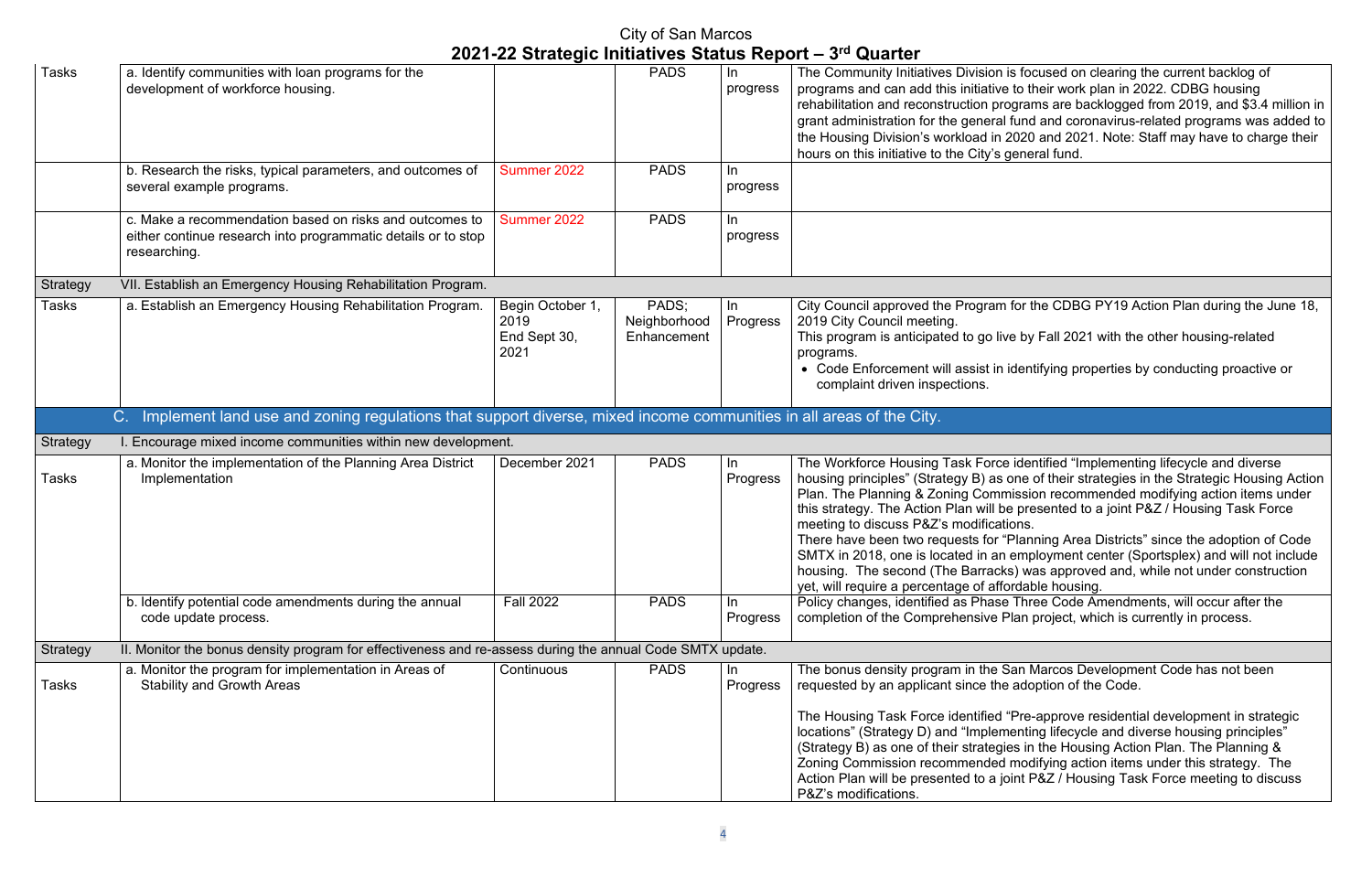# City of San Marcos

## 2021-22 Strategic Initiatives Status Report – 3rd Quarter

| | | | | | |
|---|---|---|---|---|---|
| Tasks | a. Identify communities with loan programs for the development of workforce housing. | | PADS | In progress | The Community Initiatives Division is focused on clearing the current backlog of programs and can add this initiative to their work plan in 2022. CDBG housing rehabilitation and reconstruction programs are backlogged from 2019, and $3.4 million in grant administration for the general fund and coronavirus-related programs was added to the Housing Division's workload in 2020 and 2021. Note: Staff may have to charge their hours on this initiative to the City's general fund. |
| | b. Research the risks, typical parameters, and outcomes of several example programs. | Summer 2022 | PADS | In progress | |
| | c. Make a recommendation based on risks and outcomes to either continue research into programmatic details or to stop researching. | Summer 2022 | PADS | In progress | |
| Strategy | VII. Establish an Emergency Housing Rehabilitation Program. | | | | |
| Tasks | a. Establish an Emergency Housing Rehabilitation Program. | Begin October 1, 2019 End Sept 30, 2021 | PADS; Neighborhood Enhancement | In Progress | City Council approved the Program for the CDBG PY19 Action Plan during the June 18, 2019 City Council meeting. This program is anticipated to go live by Fall 2021 with the other housing-related programs. • Code Enforcement will assist in identifying properties by conducting proactive or complaint driven inspections. |
| | **C. Implement land use and zoning regulations that support diverse, mixed income communities in all areas of the City.** | | | | |
| Strategy | I. Encourage mixed income communities within new development. | | | | |
| Tasks | a. Monitor the implementation of the Planning Area District Implementation | December 2021 | PADS | In Progress | The Workforce Housing Task Force identified "Implementing lifecycle and diverse housing principles" (Strategy B) as one of their strategies in the Strategic Housing Action Plan. The Planning & Zoning Commission recommended modifying action items under this strategy. The Action Plan will be presented to a joint P&Z / Housing Task Force meeting to discuss P&Z's modifications. There have been two requests for "Planning Area Districts" since the adoption of Code SMTX in 2018, one is located in an employment center (Sportsplex) and will not include housing. The second (The Barracks) was approved and, while not under construction yet, will require a percentage of affordable housing. |
| | b. Identify potential code amendments during the annual code update process. | Fall 2022 | PADS | In Progress | Policy changes, identified as Phase Three Code Amendments, will occur after the completion of the Comprehensive Plan project, which is currently in process. |
| Strategy | II. Monitor the bonus density program for effectiveness and re-assess during the annual Code SMTX update. | | | | |
| Tasks | a. Monitor the program for implementation in Areas of Stability and Growth Areas | Continuous | PADS | In Progress | The bonus density program in the San Marcos Development Code has not been requested by an applicant since the adoption of the Code. The Housing Task Force identified "Pre-approve residential development in strategic locations" (Strategy D) and "Implementing lifecycle and diverse housing principles" (Strategy B) as one of their strategies in the Housing Action Plan. The Planning & Zoning Commission recommended modifying action items under this strategy. The Action Plan will be presented to a joint P&Z / Housing Task Force meeting to discuss P&Z's modifications. |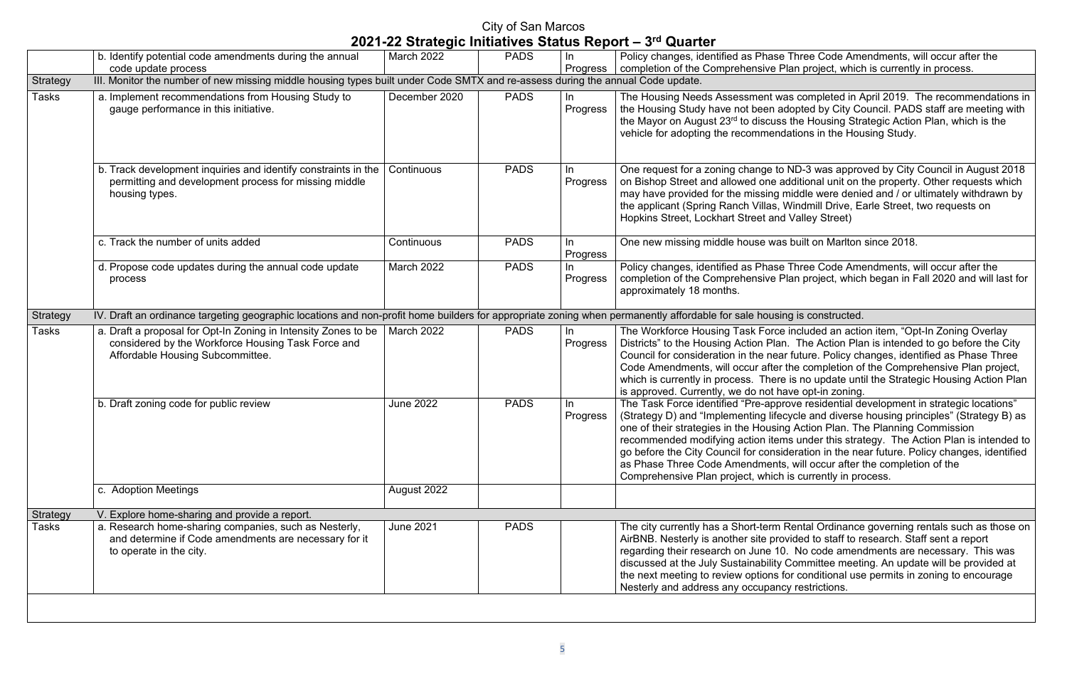# City of San Marcos
## 2021-22 Strategic Initiatives Status Report – 3rd Quarter

| | | | | | |
|---|---|---|---|---|---|
| | b. Identify potential code amendments during the annual code update process | March 2022 | PADS | In Progress | Policy changes, identified as Phase Three Code Amendments, will occur after the completion of the Comprehensive Plan project, which is currently in process. |
| Strategy | III. Monitor the number of new missing middle housing types built under Code SMTX and re-assess during the annual Code update. | | | | |
| Tasks | a. Implement recommendations from Housing Study to gauge performance in this initiative. | December 2020 | PADS | In Progress | The Housing Needs Assessment was completed in April 2019. The recommendations in the Housing Study have not been adopted by City Council. PADS staff are meeting with the Mayor on August 23rd to discuss the Housing Strategic Action Plan, which is the vehicle for adopting the recommendations in the Housing Study. |
| | b. Track development inquiries and identify constraints in the permitting and development process for missing middle housing types. | Continuous | PADS | In Progress | One request for a zoning change to ND-3 was approved by City Council in August 2018 on Bishop Street and allowed one additional unit on the property. Other requests which may have provided for the missing middle were denied and / or ultimately withdrawn by the applicant (Spring Ranch Villas, Windmill Drive, Earle Street, two requests on Hopkins Street, Lockhart Street and Valley Street) |
| | c. Track the number of units added | Continuous | PADS | In Progress | One new missing middle house was built on Marlton since 2018. |
| | d. Propose code updates during the annual code update process | March 2022 | PADS | In Progress | Policy changes, identified as Phase Three Code Amendments, will occur after the completion of the Comprehensive Plan project, which began in Fall 2020 and will last for approximately 18 months. |
| Strategy | IV. Draft an ordinance targeting geographic locations and non-profit home builders for appropriate zoning when permanently affordable for sale housing is constructed. | | | | |
| Tasks | a. Draft a proposal for Opt-In Zoning in Intensity Zones to be considered by the Workforce Housing Task Force and Affordable Housing Subcommittee. | March 2022 | PADS | In Progress | The Workforce Housing Task Force included an action item, "Opt-In Zoning Overlay Districts" to the Housing Action Plan. The Action Plan is intended to go before the City Council for consideration in the near future. Policy changes, identified as Phase Three Code Amendments, will occur after the completion of the Comprehensive Plan project, which is currently in process. There is no update until the Strategic Housing Action Plan is approved. Currently, we do not have opt-in zoning. |
| | b. Draft zoning code for public review | June 2022 | PADS | In Progress | The Task Force identified "Pre-approve residential development in strategic locations" (Strategy D) and "Implementing lifecycle and diverse housing principles" (Strategy B) as one of their strategies in the Housing Action Plan. The Planning Commission recommended modifying action items under this strategy. The Action Plan is intended to go before the City Council for consideration in the near future. Policy changes, identified as Phase Three Code Amendments, will occur after the completion of the Comprehensive Plan project, which is currently in process. |
| | c. Adoption Meetings | August 2022 | | | |
| Strategy | V. Explore home-sharing and provide a report. | | | | |
| Tasks | a. Research home-sharing companies, such as Nesterly, and determine if Code amendments are necessary for it to operate in the city. | June 2021 | PADS | | The city currently has a Short-term Rental Ordinance governing rentals such as those on AirBNB. Nesterly is another site provided to staff to research. Staff sent a report regarding their research on June 10. No code amendments are necessary. This was discussed at the July Sustainability Committee meeting. An update will be provided at the next meeting to review options for conditional use permits in zoning to encourage Nesterly and address any occupancy restrictions. |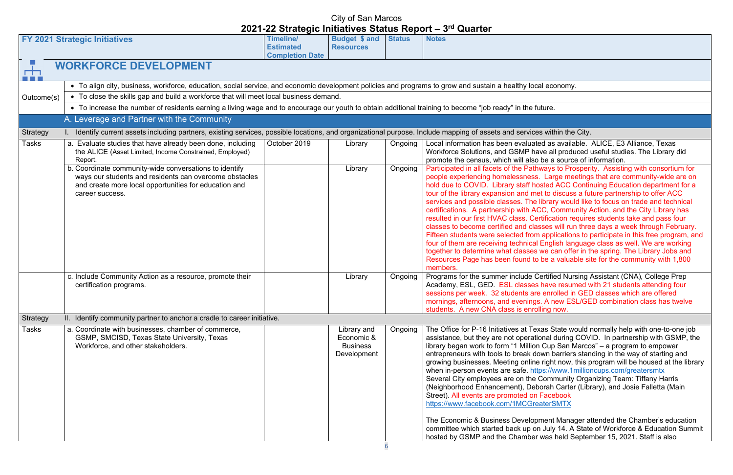City of San Marcos

# 2021-22 Strategic Initiatives Status Report – 3rd Quarter

| FY 2021 Strategic Initiatives | | Timeline/ Estimated Completion Date | Budget $ and Resources | Status | Notes |
|---|---|---|---|---|---|
| **WORKFORCE DEVELOPMENT** | | | | | |
| Outcome(s) | • To align city, business, workforce, education, social service, and economic development policies and programs to grow and sustain a healthy local economy. | | | | |
| | • To close the skills gap and build a workforce that will meet local business demand. | | | | |
| | • To increase the number of residents earning a living wage and to encourage our youth to obtain additional training to become "job ready" in the future. | | | | |
| | A. Leverage and Partner with the Community | | | | |
| Strategy | I. Identify current assets including partners, existing services, possible locations, and organizational purpose. Include mapping of assets and services within the City. | | | | |
| Tasks | a. Evaluate studies that have already been done, including the ALICE (Asset Limited, Income Constrained, Employed) Report. | October 2019 | Library | Ongoing | Local information has been evaluated as available. ALICE, E3 Alliance, Texas Workforce Solutions, and GSMP have all produced useful studies. The Library did promote the census, which will also be a source of information. |
| | b. Coordinate community-wide conversations to identify ways our students and residents can overcome obstacles and create more local opportunities for education and career success. | | Library | Ongoing | Participated in all facets of the Pathways to Prosperity. Assisting with consortium for people experiencing homelessness. Large meetings that are community-wide are on hold due to COVID. Library staff hosted ACC Continuing Education department for a tour of the library expansion and met to discuss a future partnership to offer ACC services and possible classes. The library would like to focus on trade and technical certifications. A partnership with ACC, Community Action, and the City Library has resulted in our first HVAC class. Certification requires students take and pass four classes to become certified and classes will run three days a week through February. Fifteen students were selected from applications to participate in this free program, and four of them are receiving technical English language class as well. We are working together to determine what classes we can offer in the spring. The Library Jobs and Resources Page has been found to be a valuable site for the community with 1,800 members. |
| | c. Include Community Action as a resource, promote their certification programs. | | Library | Ongoing | Programs for the summer include Certified Nursing Assistant (CNA), College Prep Academy, ESL, GED. ESL classes have resumed with 21 students attending four sessions per week. 32 students are enrolled in GED classes which are offered mornings, afternoons, and evenings. A new ESL/GED combination class has twelve students. A new CNA class is enrolling now. |
| Strategy | II. Identify community partner to anchor a cradle to career initiative. | | | | |
| Tasks | a. Coordinate with businesses, chamber of commerce, GSMP, SMCISD, Texas State University, Texas Workforce, and other stakeholders. | | Library and Economic & Business Development | Ongoing | The Office for P-16 Initiatives at Texas State would normally help with one-to-one job assistance, but they are not operational during COVID. In partnership with GSMP, the library began work to form "1 Million Cup San Marcos" – a program to empower entrepreneurs with tools to break down barriers standing in the way of starting and growing businesses. Meeting online right now, this program will be housed at the library when in-person events are safe. https://www.1millioncups.com/greatersmtx Several City employees are on the Community Organizing Team: Tiffany Harris (Neighborhood Enhancement), Deborah Carter (Library), and Josie Falletta (Main Street). All events are promoted on Facebook https://www.facebook.com/1MCGreaterSMTX<br><br>The Economic & Business Development Manager attended the Chamber's education committee which started back up on July 14. A State of Workforce & Education Summit hosted by GSMP and the Chamber was held September 15, 2021. Staff is also |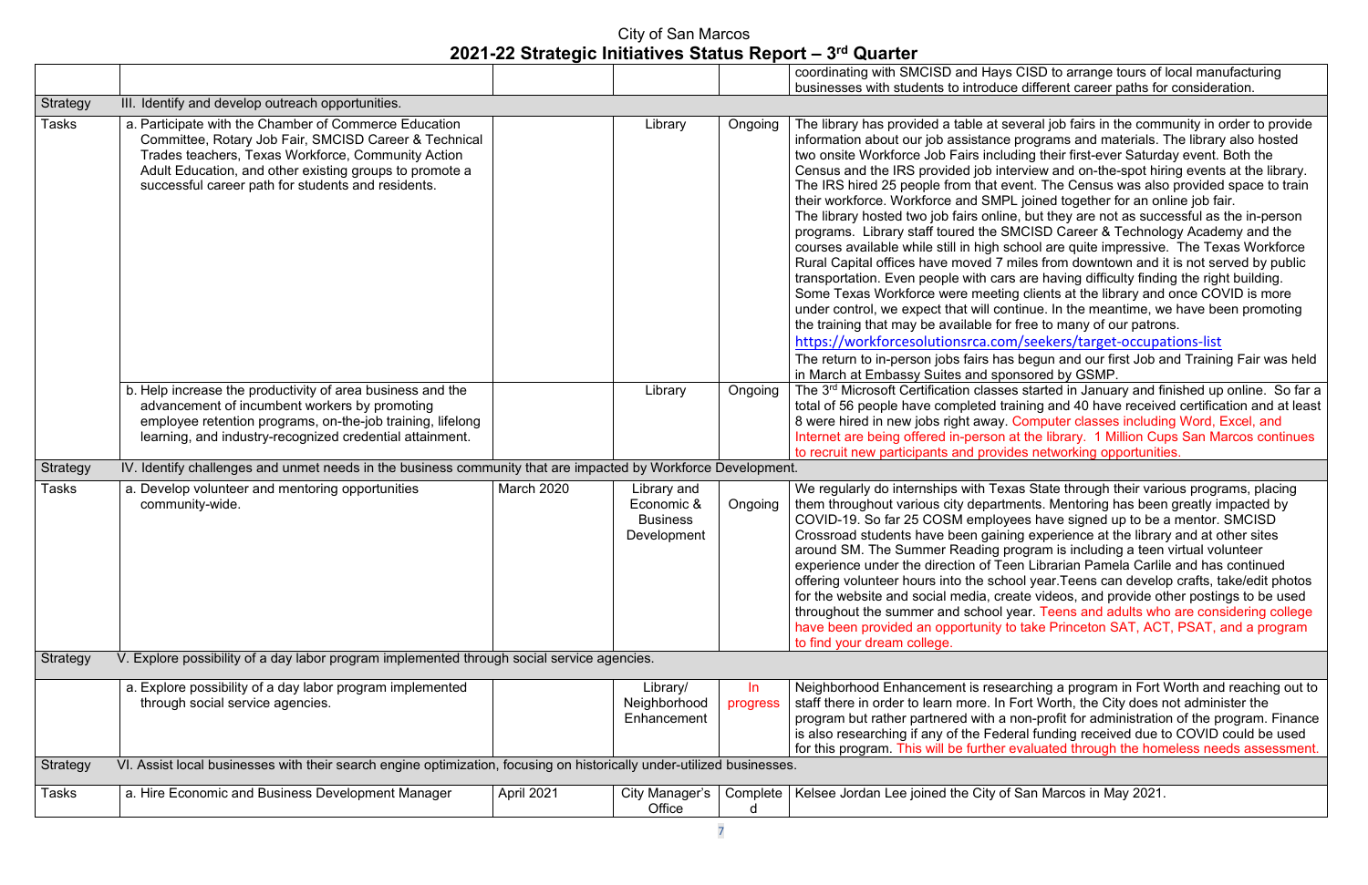# City of San Marcos
## 2021-22 Strategic Initiatives Status Report – 3rd Quarter

| | | | | | |
|---|---|---|---|---|---|
| | | | | | coordinating with SMCISD and Hays CISD to arrange tours of local manufacturing businesses with students to introduce different career paths for consideration. |
| Strategy | III. Identify and develop outreach opportunities. | | | | |
| Tasks | a. Participate with the Chamber of Commerce Education Committee, Rotary Job Fair, SMCISD Career & Technical Trades teachers, Texas Workforce, Community Action Adult Education, and other existing groups to promote a successful career path for students and residents. | | Library | Ongoing | The library has provided a table at several job fairs in the community in order to provide information about our job assistance programs and materials. The library also hosted two onsite Workforce Job Fairs including their first-ever Saturday event. Both the Census and the IRS provided job interview and on-the-spot hiring events at the library. The IRS hired 25 people from that event. The Census was also provided space to train their workforce. Workforce and SMPL joined together for an online job fair. The library hosted two job fairs online, but they are not as successful as the in-person programs. Library staff toured the SMCISD Career & Technology Academy and the courses available while still in high school are quite impressive. The Texas Workforce Rural Capital offices have moved 7 miles from downtown and it is not served by public transportation. Even people with cars are having difficulty finding the right building. Some Texas Workforce were meeting clients at the library and once COVID is more under control, we expect that will continue. In the meantime, we have been promoting the training that may be available for free to many of our patrons. https://workforcesolutionsrca.com/seekers/target-occupations-list The return to in-person jobs fairs has begun and our first Job and Training Fair was held in March at Embassy Suites and sponsored by GSMP. |
| | b. Help increase the productivity of area business and the advancement of incumbent workers by promoting employee retention programs, on-the-job training, lifelong learning, and industry-recognized credential attainment. | | Library | Ongoing | The 3rd Microsoft Certification classes started in January and finished up online. So far a total of 56 people have completed training and 40 have received certification and at least 8 were hired in new jobs right away. Computer classes including Word, Excel, and Internet are being offered in-person at the library. 1 Million Cups San Marcos continues to recruit new participants and provides networking opportunities. |
| Strategy | IV. Identify challenges and unmet needs in the business community that are impacted by Workforce Development. | | | | |
| Tasks | a. Develop volunteer and mentoring opportunities community-wide. | March 2020 | Library and Economic & Business Development | Ongoing | We regularly do internships with Texas State through their various programs, placing them throughout various city departments. Mentoring has been greatly impacted by COVID-19. So far 25 COSM employees have signed up to be a mentor. SMCISD Crossroad students have been gaining experience at the library and at other sites around SM. The Summer Reading program is including a teen virtual volunteer experience under the direction of Teen Librarian Pamela Carlile and has continued offering volunteer hours into the school year.Teens can develop crafts, take/edit photos for the website and social media, create videos, and provide other postings to be used throughout the summer and school year. Teens and adults who are considering college have been provided an opportunity to take Princeton SAT, ACT, PSAT, and a program to find your dream college. |
| Strategy | V. Explore possibility of a day labor program implemented through social service agencies. | | | | |
| | a. Explore possibility of a day labor program implemented through social service agencies. | | Library/ Neighborhood Enhancement | In progress | Neighborhood Enhancement is researching a program in Fort Worth and reaching out to staff there in order to learn more. In Fort Worth, the City does not administer the program but rather partnered with a non-profit for administration of the program. Finance is also researching if any of the Federal funding received due to COVID could be used for this program. This will be further evaluated through the homeless needs assessment. |
| Strategy | VI. Assist local businesses with their search engine optimization, focusing on historically under-utilized businesses. | | | | |
| Tasks | a. Hire Economic and Business Development Manager | April 2021 | City Manager's Office | Completed | Kelsee Jordan Lee joined the City of San Marcos in May 2021. |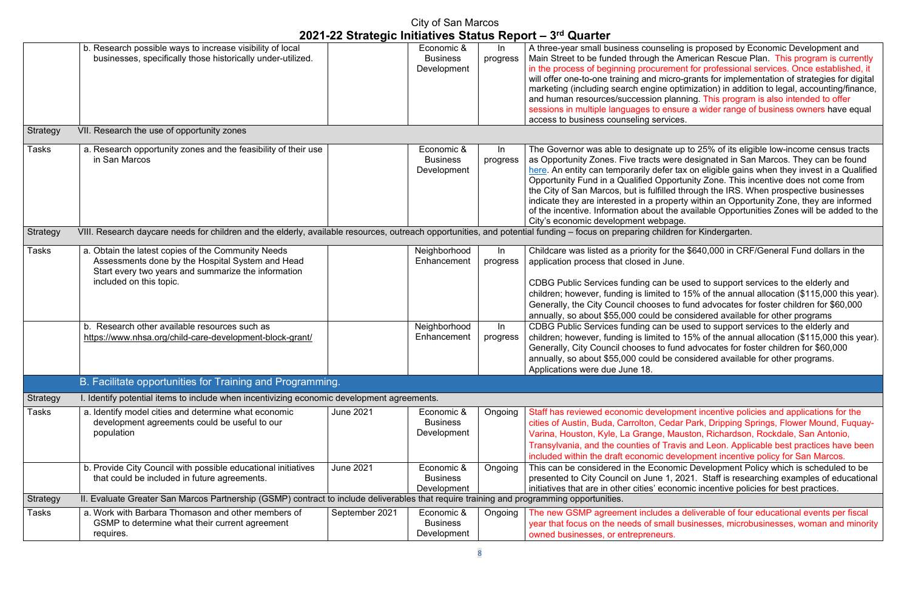# City of San Marcos

## 2021-22 Strategic Initiatives Status Report – 3rd Quarter

| | | | | | |
|---|---|---|---|---|---|
| | b. Research possible ways to increase visibility of local businesses, specifically those historically under-utilized. | | Economic & Business Development | In progress | A three-year small business counseling is proposed by Economic Development and Main Street to be funded through the American Rescue Plan. This program is currently in the process of beginning procurement for professional services. Once established, it will offer one-to-one training and micro-grants for implementation of strategies for digital marketing (including search engine optimization) in addition to legal, accounting/finance, and human resources/succession planning. This program is also intended to offer sessions in multiple languages to ensure a wider range of business owners have equal access to business counseling services. |
| Strategy | VII. Research the use of opportunity zones | | | | |
| Tasks | a. Research opportunity zones and the feasibility of their use in San Marcos | | Economic & Business Development | In progress | The Governor was able to designate up to 25% of its eligible low-income census tracts as Opportunity Zones. Five tracts were designated in San Marcos. They can be found here. An entity can temporarily defer tax on eligible gains when they invest in a Qualified Opportunity Fund in a Qualified Opportunity Zone. This incentive does not come from the City of San Marcos, but is fulfilled through the IRS. When prospective businesses indicate they are interested in a property within an Opportunity Zone, they are informed of the incentive. Information about the available Opportunities Zones will be added to the City's economic development webpage. |
| Strategy | VIII. Research daycare needs for children and the elderly, available resources, outreach opportunities, and potential funding – focus on preparing children for Kindergarten. | | | | |
| Tasks | a. Obtain the latest copies of the Community Needs Assessments done by the Hospital System and Head Start every two years and summarize the information included on this topic. | | Neighborhood Enhancement | In progress | Childcare was listed as a priority for the $640,000 in CRF/General Fund dollars in the application process that closed in June.<br><br>CDBG Public Services funding can be used to support services to the elderly and children; however, funding is limited to 15% of the annual allocation ($115,000 this year). Generally, the City Council chooses to fund advocates for foster children for $60,000 annually, so about $55,000 could be considered available for other programs |
| | b. Research other available resources such as https://www.nhsa.org/child-care-development-block-grant/ | | Neighborhood Enhancement | In progress | CDBG Public Services funding can be used to support services to the elderly and children; however, funding is limited to 15% of the annual allocation ($115,000 this year). Generally, City Council chooses to fund advocates for foster children for $60,000 annually, so about $55,000 could be considered available for other programs. Applications were due June 18. |
| | **B. Facilitate opportunities for Training and Programming.** | | | | |
| Strategy | I. Identify potential items to include when incentivizing economic development agreements. | | | | |
| Tasks | a. Identify model cities and determine what economic development agreements could be useful to our population | June 2021 | Economic & Business Development | Ongoing | Staff has reviewed economic development incentive policies and applications for the cities of Austin, Buda, Carrolton, Cedar Park, Dripping Springs, Flower Mound, Fuquay-Varina, Houston, Kyle, La Grange, Mauston, Richardson, Rockdale, San Antonio, Transylvania, and the counties of Travis and Leon. Applicable best practices have been included within the draft economic development incentive policy for San Marcos. |
| | b. Provide City Council with possible educational initiatives that could be included in future agreements. | June 2021 | Economic & Business Development | Ongoing | This can be considered in the Economic Development Policy which is scheduled to be presented to City Council on June 1, 2021. Staff is researching examples of educational initiatives that are in other cities' economic incentive policies for best practices. |
| Strategy | II. Evaluate Greater San Marcos Partnership (GSMP) contract to include deliverables that require training and programming opportunities. | | | | |
| Tasks | a. Work with Barbara Thomason and other members of GSMP to determine what their current agreement requires. | September 2021 | Economic & Business Development | Ongoing | The new GSMP agreement includes a deliverable of four educational events per fiscal year that focus on the needs of small businesses, microbusinesses, woman and minority owned businesses, or entrepreneurs. |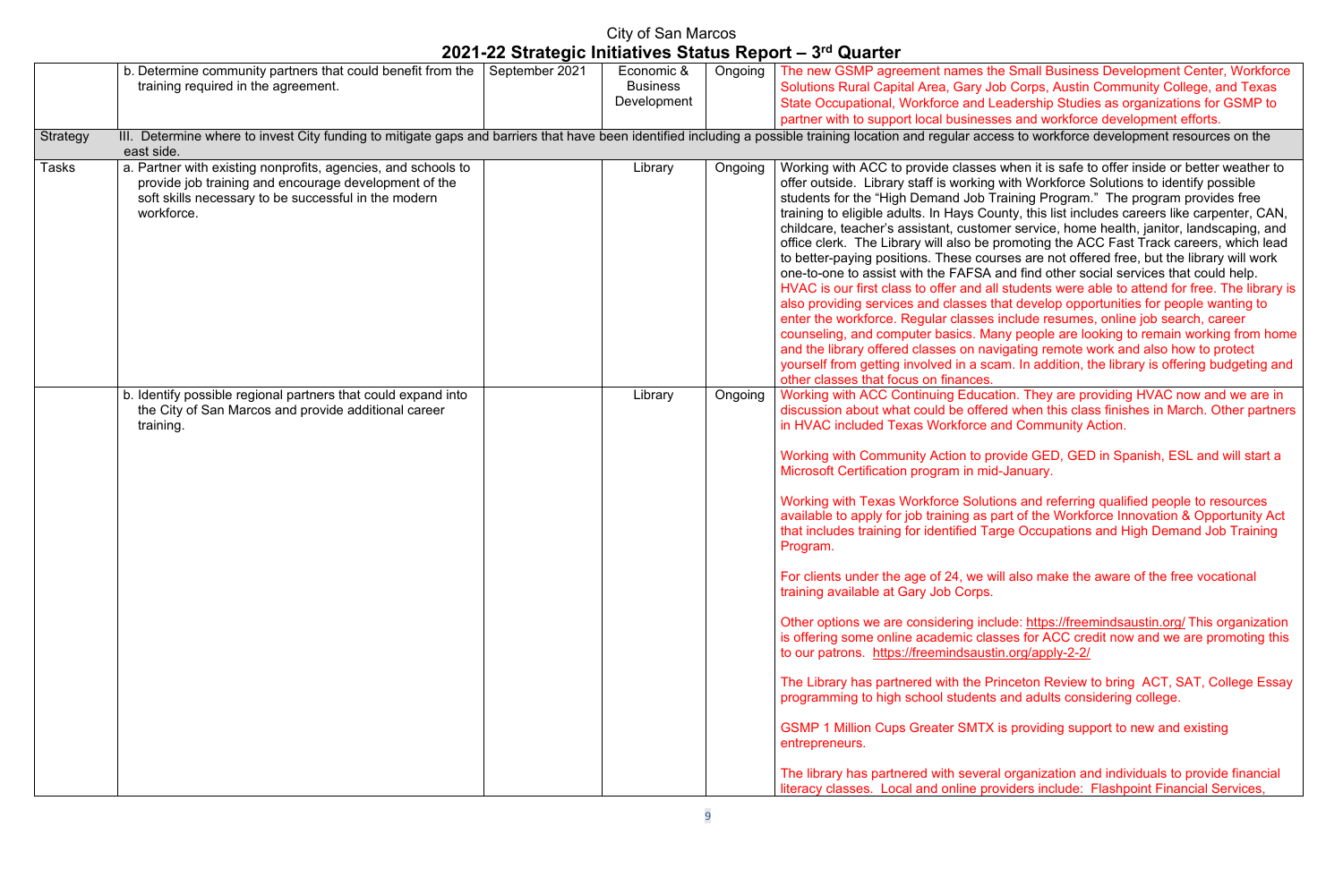# City of San Marcos

## 2021-22 Strategic Initiatives Status Report – 3rd Quarter

| | | | | | |
|---|---|---|---|---|---|
| | b. Determine community partners that could benefit from the training required in the agreement. | September 2021 | Economic & Business Development | Ongoing | The new GSMP agreement names the Small Business Development Center, Workforce Solutions Rural Capital Area, Gary Job Corps, Austin Community College, and Texas State Occupational, Workforce and Leadership Studies as organizations for GSMP to partner with to support local businesses and workforce development efforts. |
| Strategy | III. Determine where to invest City funding to mitigate gaps and barriers that have been identified including a possible training location and regular access to workforce development resources on the east side. | | | | |
| Tasks | a. Partner with existing nonprofits, agencies, and schools to provide job training and encourage development of the soft skills necessary to be successful in the modern workforce. | | Library | Ongoing | Working with ACC to provide classes when it is safe to offer inside or better weather to offer outside. Library staff is working with Workforce Solutions to identify possible students for the "High Demand Job Training Program." The program provides free training to eligible adults. In Hays County, this list includes careers like carpenter, CAN, childcare, teacher's assistant, customer service, home health, janitor, landscaping, and office clerk. The Library will also be promoting the ACC Fast Track careers, which lead to better-paying positions. These courses are not offered free, but the library will work one-to-one to assist with the FAFSA and find other social services that could help. HVAC is our first class to offer and all students were able to attend for free. The library is also providing services and classes that develop opportunities for people wanting to enter the workforce. Regular classes include resumes, online job search, career counseling, and computer basics. Many people are looking to remain working from home and the library offered classes on navigating remote work and also how to protect yourself from getting involved in a scam. In addition, the library is offering budgeting and other classes that focus on finances. |
| | b. Identify possible regional partners that could expand into the City of San Marcos and provide additional career training. | | Library | Ongoing | Working with ACC Continuing Education. They are providing HVAC now and we are in discussion about what could be offered when this class finishes in March. Other partners in HVAC included Texas Workforce and Community Action.<br><br>Working with Community Action to provide GED, GED in Spanish, ESL and will start a Microsoft Certification program in mid-January.<br><br>Working with Texas Workforce Solutions and referring qualified people to resources available to apply for job training as part of the Workforce Innovation & Opportunity Act that includes training for identified Targe Occupations and High Demand Job Training Program.<br><br>For clients under the age of 24, we will also make the aware of the free vocational training available at Gary Job Corps.<br><br>Other options we are considering include: https://freemindsaustin.org/ This organization is offering some online academic classes for ACC credit now and we are promoting this to our patrons. https://freemindsaustin.org/apply-2-2/<br><br>The Library has partnered with the Princeton Review to bring ACT, SAT, College Essay programming to high school students and adults considering college.<br><br>GSMP 1 Million Cups Greater SMTX is providing support to new and existing entrepreneurs.<br><br>The library has partnered with several organization and individuals to provide financial literacy classes. Local and online providers include: Flashpoint Financial Services, |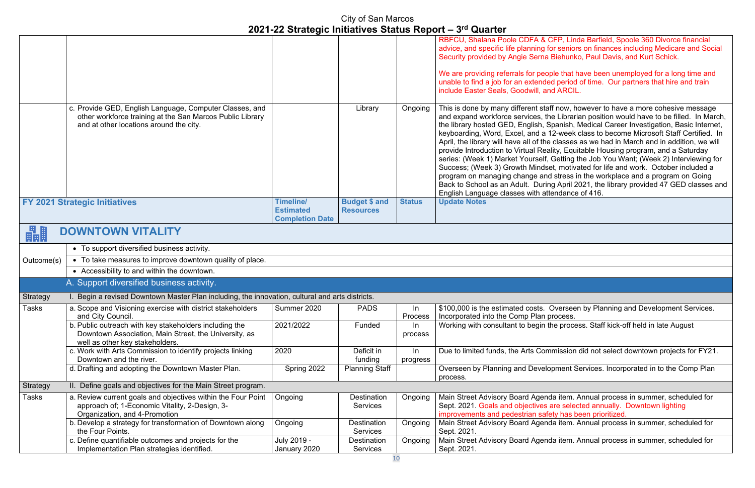| | | | | | |
|---|---|---|---|---|---|
| | | | | | RBFCU, Shalana Poole CDFA & CFP, Linda Barfield, Spoole 360 Divorce financial advice, and specific life planning for seniors on finances including Medicare and Social Security provided by Angie Serna Biehunko, Paul Davis, and Kurt Schick.<br><br>We are providing referrals for people that have been unemployed for a long time and unable to find a job for an extended period of time. Our partners that hire and train include Easter Seals, Goodwill, and ARCIL. |
| | c. Provide GED, English Language, Computer Classes, and other workforce training at the San Marcos Public Library and at other locations around the city. | | Library | Ongoing | This is done by many different staff now, however to have a more cohesive message and expand workforce services, the Librarian position would have to be filled. In March, the library hosted GED, English, Spanish, Medical Career Investigation, Basic Internet, keyboarding, Word, Excel, and a 12-week class to become Microsoft Staff Certified. In April, the library will have all of the classes as we had in March and in addition, we will provide Introduction to Virtual Reality, Equitable Housing program, and a Saturday series: (Week 1) Market Yourself, Getting the Job You Want; (Week 2) Interviewing for Success; (Week 3) Growth Mindset, motivated for life and work. October included a program on managing change and stress in the workplace and a program on Going Back to School as an Adult. During April 2021, the library provided 47 GED classes and English Language classes with attendance of 416. |

| **FY 2021 Strategic Initiatives** | | **Timeline/ Estimated Completion Date** | **Budget $ and Resources** | **Status** | **Update Notes** |
|---|---|---|---|---|---|
| **DOWNTOWN VITALITY** | | | | | |
| Outcome(s) | • To support diversified business activity. | | | | |
| | • To take measures to improve downtown quality of place. | | | | |
| | • Accessibility to and within the downtown. | | | | |
| | A. Support diversified business activity. | | | | |
| Strategy | I. Begin a revised Downtown Master Plan including, the innovation, cultural and arts districts. | | | | |
| Tasks | a. Scope and Visioning exercise with district stakeholders and City Council. | Summer 2020 | PADS | In Process | $100,000 is the estimated costs. Overseen by Planning and Development Services. Incorporated into the Comp Plan process. |
| | b. Public outreach with key stakeholders including the Downtown Association, Main Street, the University, as well as other key stakeholders. | 2021/2022 | Funded | In process | Working with consultant to begin the process. Staff kick-off held in late August |
| | c. Work with Arts Commission to identify projects linking Downtown and the river. | 2020 | Deficit in funding | In progress | Due to limited funds, the Arts Commission did not select downtown projects for FY21. |
| | d. Drafting and adopting the Downtown Master Plan. | Spring 2022 | Planning Staff | | Overseen by Planning and Development Services. Incorporated in to the Comp Plan process. |
| Strategy | II. Define goals and objectives for the Main Street program. | | | | |
| Tasks | a. Review current goals and objectives within the Four Point approach of; 1-Economic Vitality, 2-Design, 3-Organization, and 4-Promotion | Ongoing | Destination Services | Ongoing | Main Street Advisory Board Agenda item. Annual process in summer, scheduled for Sept. 2021. Goals and objectives are selected annually. Downtown lighting improvements and pedestrian safety has been prioritized. |
| | b. Develop a strategy for transformation of Downtown along the Four Points. | Ongoing | Destination Services | Ongoing | Main Street Advisory Board Agenda item. Annual process in summer, scheduled for Sept. 2021. |
| | c. Define quantifiable outcomes and projects for the Implementation Plan strategies identified. | July 2019 - January 2020 | Destination Services | Ongoing | Main Street Advisory Board Agenda item. Annual process in summer, scheduled for Sept. 2021. |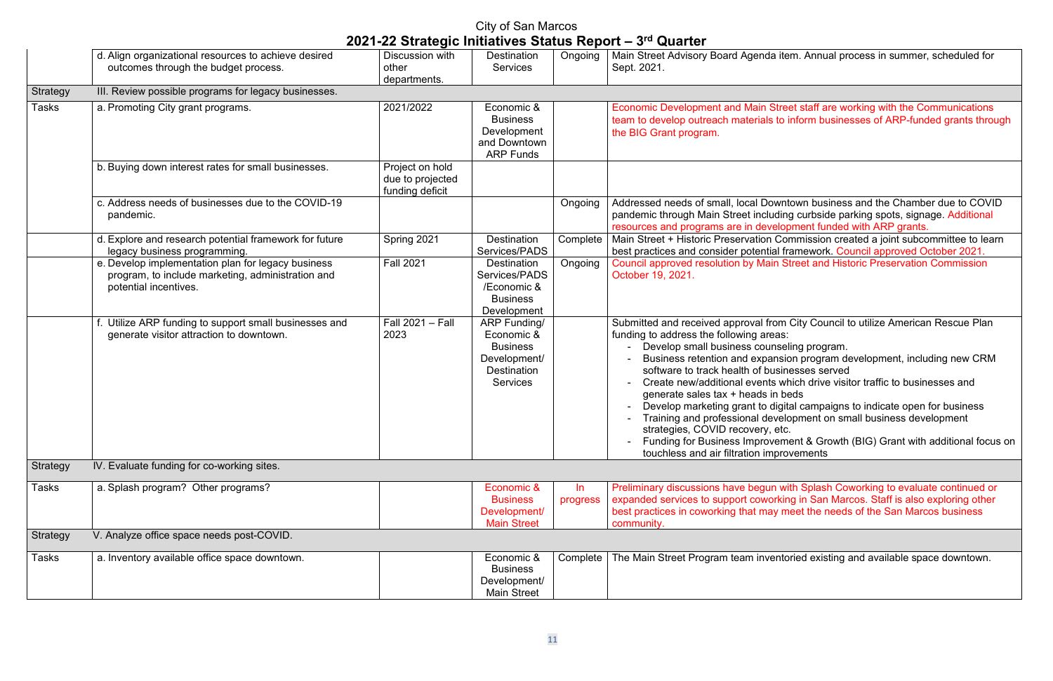City of San Marcos

## 2021-22 Strategic Initiatives Status Report – 3rd Quarter

| | | | | | |
|---|---|---|---|---|---|
| | d. Align organizational resources to achieve desired outcomes through the budget process. | Discussion with other departments. | Destination Services | Ongoing | Main Street Advisory Board Agenda item. Annual process in summer, scheduled for Sept. 2021. |
| Strategy | III. Review possible programs for legacy businesses. | | | | |
| Tasks | a. Promoting City grant programs. | 2021/2022 | Economic & Business Development and Downtown ARP Funds | | Economic Development and Main Street staff are working with the Communications team to develop outreach materials to inform businesses of ARP-funded grants through the BIG Grant program. |
| | b. Buying down interest rates for small businesses. | Project on hold due to projected funding deficit | | | |
| | c. Address needs of businesses due to the COVID-19 pandemic. | | | Ongoing | Addressed needs of small, local Downtown business and the Chamber due to COVID pandemic through Main Street including curbside parking spots, signage. Additional resources and programs are in development funded with ARP grants. |
| | d. Explore and research potential framework for future legacy business programming. | Spring 2021 | Destination Services/PADS | Complete | Main Street + Historic Preservation Commission created a joint subcommittee to learn best practices and consider potential framework. Council approved October 2021. |
| | e. Develop implementation plan for legacy business program, to include marketing, administration and potential incentives. | Fall 2021 | Destination Services/PADS /Economic & Business Development | Ongoing | Council approved resolution by Main Street and Historic Preservation Commission October 19, 2021. |
| | f. Utilize ARP funding to support small businesses and generate visitor attraction to downtown. | Fall 2021 – Fall 2023 | ARP Funding/ Economic & Business Development/ Destination Services | | Submitted and received approval from City Council to utilize American Rescue Plan funding to address the following areas:<br>- Develop small business counseling program.<br>- Business retention and expansion program development, including new CRM software to track health of businesses served<br>- Create new/additional events which drive visitor traffic to businesses and generate sales tax + heads in beds<br>- Develop marketing grant to digital campaigns to indicate open for business<br>- Training and professional development on small business development strategies, COVID recovery, etc.<br>- Funding for Business Improvement & Growth (BIG) Grant with additional focus on touchless and air filtration improvements |
| Strategy | IV. Evaluate funding for co-working sites. | | | | |
| Tasks | a. Splash program? Other programs? | | Economic & Business Development/ Main Street | In progress | Preliminary discussions have begun with Splash Coworking to evaluate continued or expanded services to support coworking in San Marcos. Staff is also exploring other best practices in coworking that may meet the needs of the San Marcos business community. |
| Strategy | V. Analyze office space needs post-COVID. | | | | |
| Tasks | a. Inventory available office space downtown. | | Economic & Business Development/ Main Street | Complete | The Main Street Program team inventoried existing and available space downtown. |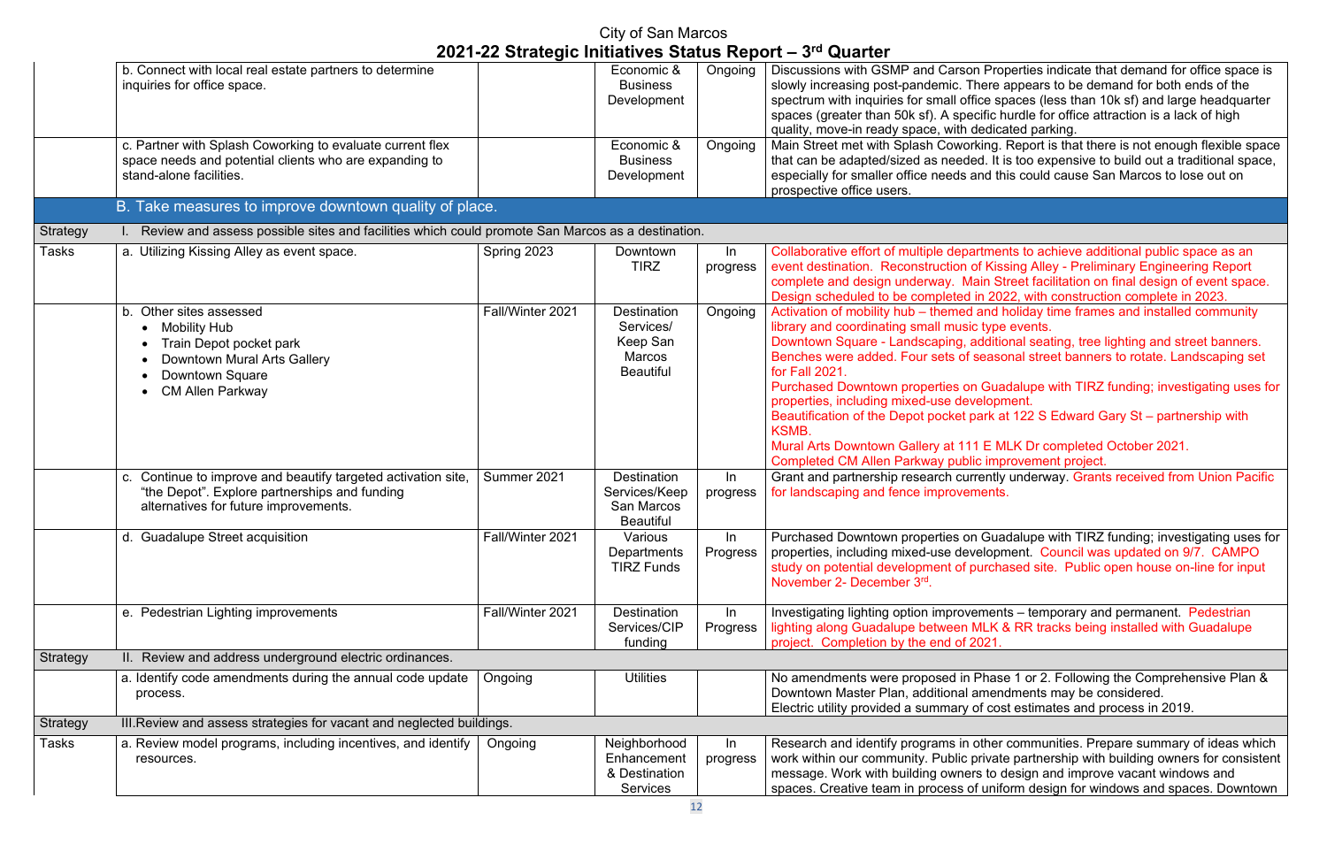City of San Marcos

## 2021-22 Strategic Initiatives Status Report – 3rd Quarter

| | | | | | |
|---|---|---|---|---|---|
| | b. Connect with local real estate partners to determine inquiries for office space. | | Economic & Business Development | Ongoing | Discussions with GSMP and Carson Properties indicate that demand for office space is slowly increasing post-pandemic. There appears to be demand for both ends of the spectrum with inquiries for small office spaces (less than 10k sf) and large headquarter spaces (greater than 50k sf). A specific hurdle for office attraction is a lack of high quality, move-in ready space, with dedicated parking. |
| | c. Partner with Splash Coworking to evaluate current flex space needs and potential clients who are expanding to stand-alone facilities. | | Economic & Business Development | Ongoing | Main Street met with Splash Coworking. Report is that there is not enough flexible space that can be adapted/sized as needed. It is too expensive to build out a traditional space, especially for smaller office needs and this could cause San Marcos to lose out on prospective office users. |
| | **B. Take measures to improve downtown quality of place.** | | | | |
| Strategy | I. Review and assess possible sites and facilities which could promote San Marcos as a destination. | | | | |
| Tasks | a. Utilizing Kissing Alley as event space. | Spring 2023 | Downtown TIRZ | In progress | Collaborative effort of multiple departments to achieve additional public space as an event destination. Reconstruction of Kissing Alley - Preliminary Engineering Report complete and design underway. Main Street facilitation on final design of event space. Design scheduled to be completed in 2022, with construction complete in 2023. |
| | b. Other sites assessed<br>• Mobility Hub<br>• Train Depot pocket park<br>• Downtown Mural Arts Gallery<br>• Downtown Square<br>• CM Allen Parkway | Fall/Winter 2021 | Destination Services/ Keep San Marcos Beautiful | Ongoing | Activation of mobility hub – themed and holiday time frames and installed community library and coordinating small music type events.<br>Downtown Square - Landscaping, additional seating, tree lighting and street banners. Benches were added. Four sets of seasonal street banners to rotate. Landscaping set for Fall 2021.<br>Purchased Downtown properties on Guadalupe with TIRZ funding; investigating uses for properties, including mixed-use development.<br>Beautification of the Depot pocket park at 122 S Edward Gary St – partnership with KSMB.<br>Mural Arts Downtown Gallery at 111 E MLK Dr completed October 2021.<br>Completed CM Allen Parkway public improvement project. |
| | c. Continue to improve and beautify targeted activation site, "the Depot". Explore partnerships and funding alternatives for future improvements. | Summer 2021 | Destination Services/Keep San Marcos Beautiful | In progress | Grant and partnership research currently underway. Grants received from Union Pacific for landscaping and fence improvements. |
| | d. Guadalupe Street acquisition | Fall/Winter 2021 | Various Departments TIRZ Funds | In Progress | Purchased Downtown properties on Guadalupe with TIRZ funding; investigating uses for properties, including mixed-use development. Council was updated on 9/7. CAMPO study on potential development of purchased site. Public open house on-line for input November 2- December 3rd. |
| | e. Pedestrian Lighting improvements | Fall/Winter 2021 | Destination Services/CIP funding | In Progress | Investigating lighting option improvements – temporary and permanent. Pedestrian lighting along Guadalupe between MLK & RR tracks being installed with Guadalupe project. Completion by the end of 2021. |
| Strategy | II. Review and address underground electric ordinances. | | | | |
| | a. Identify code amendments during the annual code update process. | Ongoing | Utilities | | No amendments were proposed in Phase 1 or 2. Following the Comprehensive Plan & Downtown Master Plan, additional amendments may be considered.<br>Electric utility provided a summary of cost estimates and process in 2019. |
| Strategy | III. Review and assess strategies for vacant and neglected buildings. | | | | |
| Tasks | a. Review model programs, including incentives, and identify resources. | Ongoing | Neighborhood Enhancement & Destination Services | In progress | Research and identify programs in other communities. Prepare summary of ideas which work within our community. Public private partnership with building owners for consistent message. Work with building owners to design and improve vacant windows and spaces. Creative team in process of uniform design for windows and spaces. Downtown |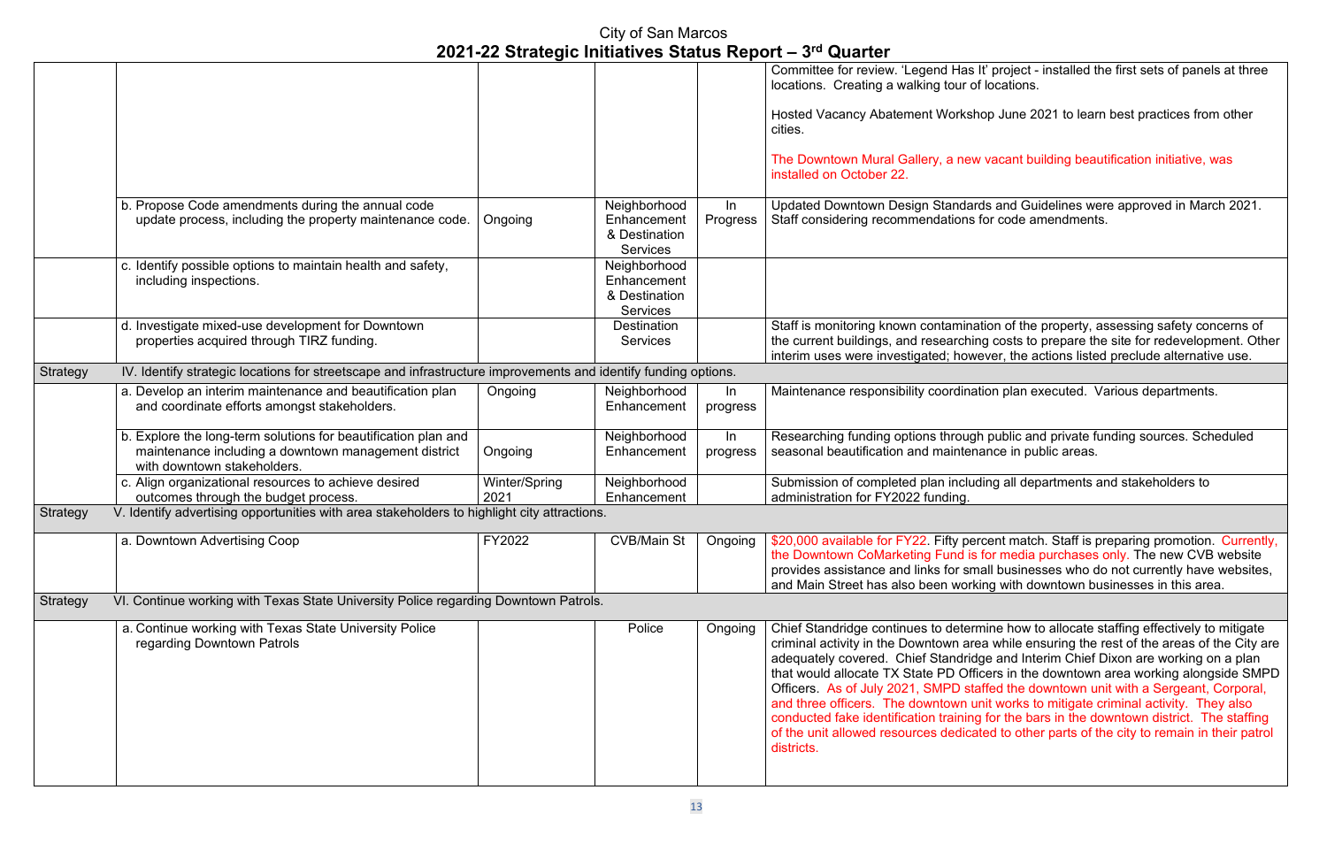# City of San Marcos

## 2021-22 Strategic Initiatives Status Report – 3rd Quarter

| | | | | | |
|---|---|---|---|---|---|
| | | | | | Committee for review. 'Legend Has It' project - installed the first sets of panels at three locations. Creating a walking tour of locations.<br><br>Hosted Vacancy Abatement Workshop June 2021 to learn best practices from other cities.<br><br>The Downtown Mural Gallery, a new vacant building beautification initiative, was installed on October 22. |
| | b. Propose Code amendments during the annual code update process, including the property maintenance code. | Ongoing | Neighborhood Enhancement & Destination Services | In Progress | Updated Downtown Design Standards and Guidelines were approved in March 2021. Staff considering recommendations for code amendments. |
| | c. Identify possible options to maintain health and safety, including inspections. | | Neighborhood Enhancement & Destination Services | | |
| | d. Investigate mixed-use development for Downtown properties acquired through TIRZ funding. | | Destination Services | | Staff is monitoring known contamination of the property, assessing safety concerns of the current buildings, and researching costs to prepare the site for redevelopment. Other interim uses were investigated; however, the actions listed preclude alternative use. |
| Strategy | IV. Identify strategic locations for streetscape and infrastructure improvements and identify funding options. | | | | |
| | a. Develop an interim maintenance and beautification plan and coordinate efforts amongst stakeholders. | Ongoing | Neighborhood Enhancement | In progress | Maintenance responsibility coordination plan executed. Various departments. |
| | b. Explore the long-term solutions for beautification plan and maintenance including a downtown management district with downtown stakeholders. | Ongoing | Neighborhood Enhancement | In progress | Researching funding options through public and private funding sources. Scheduled seasonal beautification and maintenance in public areas. |
| | c. Align organizational resources to achieve desired outcomes through the budget process. | Winter/Spring 2021 | Neighborhood Enhancement | | Submission of completed plan including all departments and stakeholders to administration for FY2022 funding. |
| Strategy | V. Identify advertising opportunities with area stakeholders to highlight city attractions. | | | | |
| | a. Downtown Advertising Coop | FY2022 | CVB/Main St | Ongoing | $20,000 available for FY22. Fifty percent match. Staff is preparing promotion. Currently, the Downtown CoMarketing Fund is for media purchases only. The new CVB website provides assistance and links for small businesses who do not currently have websites, and Main Street has also been working with downtown businesses in this area. |
| Strategy | VI. Continue working with Texas State University Police regarding Downtown Patrols. | | | | |
| | a. Continue working with Texas State University Police regarding Downtown Patrols | | Police | Ongoing | Chief Standridge continues to determine how to allocate staffing effectively to mitigate criminal activity in the Downtown area while ensuring the rest of the areas of the City are adequately covered. Chief Standridge and Interim Chief Dixon are working on a plan that would allocate TX State PD Officers in the downtown area working alongside SMPD Officers. As of July 2021, SMPD staffed the downtown unit with a Sergeant, Corporal, and three officers. The downtown unit works to mitigate criminal activity. They also conducted fake identification training for the bars in the downtown district. The staffing of the unit allowed resources dedicated to other parts of the city to remain in their patrol districts. |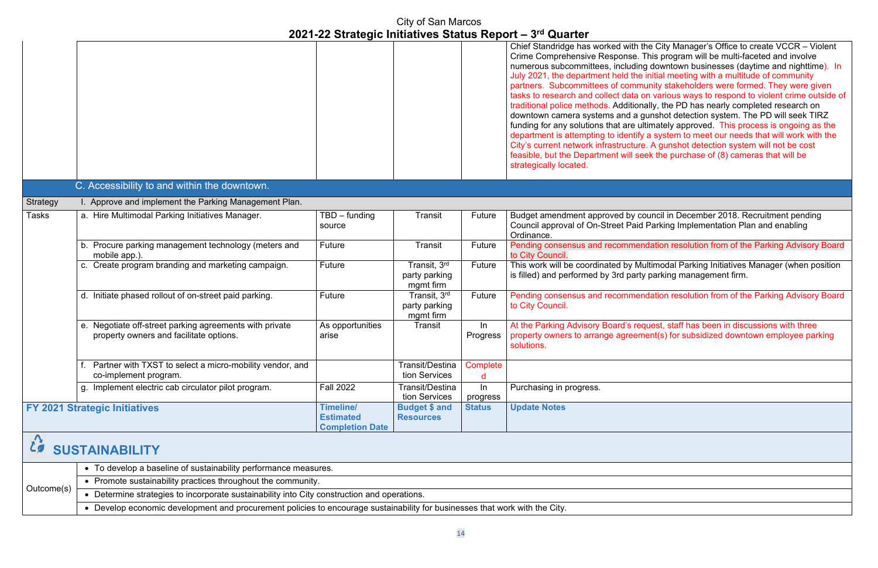| | | | | | |
|---|---|---|---|---|---|
| | | | | | Chief Standridge has worked with the City Manager's Office to create VCCR – Violent Crime Comprehensive Response. This program will be multi-faceted and involve numerous subcommittees, including downtown businesses (daytime and nighttime). In July 2021, the department held the initial meeting with a multitude of community partners. Subcommittees of community stakeholders were formed. They were given tasks to research and collect data on various ways to respond to violent crime outside of traditional police methods. Additionally, the PD has nearly completed research on downtown camera systems and a gunshot detection system. The PD will seek TIRZ funding for any solutions that are ultimately approved. This process is ongoing as the department is attempting to identify a system to meet our needs that will work with the City's current network infrastructure. A gunshot detection system will not be cost feasible, but the Department will seek the purchase of (8) cameras that will be strategically located. |
| | **C. Accessibility to and within the downtown.** | | | | |
| Strategy | I. Approve and implement the Parking Management Plan. | | | | |
| Tasks | a. Hire Multimodal Parking Initiatives Manager. | TBD – funding source | Transit | Future | Budget amendment approved by council in December 2018. Recruitment pending Council approval of On-Street Paid Parking Implementation Plan and enabling Ordinance. |
| | b. Procure parking management technology (meters and mobile app.). | Future | Transit | Future | Pending consensus and recommendation resolution from of the Parking Advisory Board to City Council. |
| | c. Create program branding and marketing campaign. | Future | Transit, 3rd party parking mgmt firm | Future | This work will be coordinated by Multimodal Parking Initiatives Manager (when position is filled) and performed by 3rd party parking management firm. |
| | d. Initiate phased rollout of on-street paid parking. | Future | Transit, 3rd party parking mgmt firm | Future | Pending consensus and recommendation resolution from of the Parking Advisory Board to City Council. |
| | e. Negotiate off-street parking agreements with private property owners and facilitate options. | As opportunities arise | Transit | In Progress | At the Parking Advisory Board's request, staff has been in discussions with three property owners to arrange agreement(s) for subsidized downtown employee parking solutions. |
| | f. Partner with TXST to select a micro-mobility vendor, and co-implement program. | | Transit/Destination Services | Completed | |
| | g. Implement electric cab circulator pilot program. | Fall 2022 | Transit/Destination Services | In progress | Purchasing in progress. |
| **FY 2021 Strategic Initiatives** | | **Timeline/ Estimated Completion Date** | **Budget $ and Resources** | **Status** | **Update Notes** |

## SUSTAINABILITY

| | |
|---|---|
| Outcome(s) | • To develop a baseline of sustainability performance measures. |
| | • Promote sustainability practices throughout the community. |
| | • Determine strategies to incorporate sustainability into City construction and operations. |
| | • Develop economic development and procurement policies to encourage sustainability for businesses that work with the City. |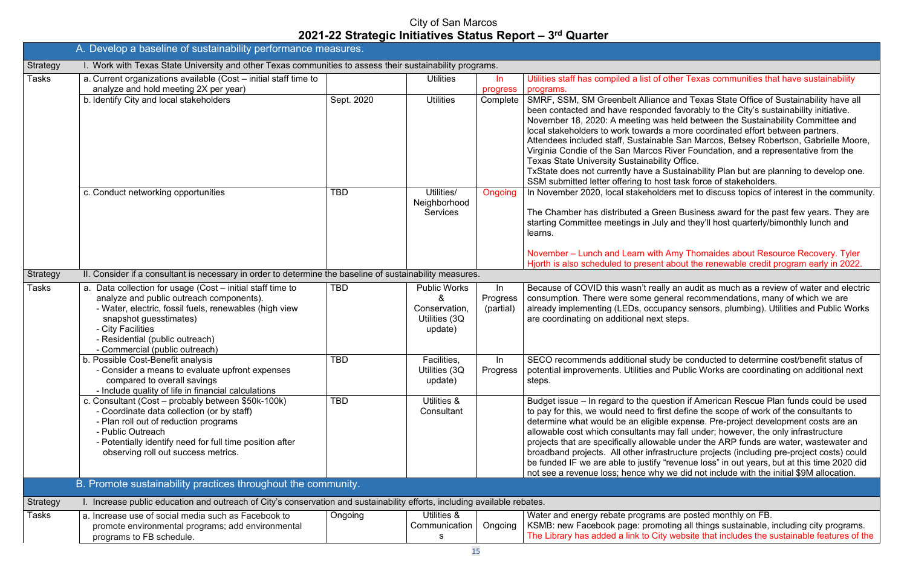City of San Marcos

# 2021-22 Strategic Initiatives Status Report – 3rd Quarter

| | A. Develop a baseline of sustainability performance measures. | | | | |
|---|---|---|---|---|---|
| Strategy | I. Work with Texas State University and other Texas communities to assess their sustainability programs. | | | | |
| Tasks | a. Current organizations available (Cost – initial staff time to analyze and hold meeting 2X per year) | | Utilities | In progress | Utilities staff has compiled a list of other Texas communities that have sustainability programs. |
| | b. Identify City and local stakeholders | Sept. 2020 | Utilities | Complete | SMRF, SSM, SM Greenbelt Alliance and Texas State Office of Sustainability have all been contacted and have responded favorably to the City's sustainability initiative. November 18, 2020: A meeting was held between the Sustainability Committee and local stakeholders to work towards a more coordinated effort between partners. Attendees included staff, Sustainable San Marcos, Betsey Robertson, Gabrielle Moore, Virginia Condie of the San Marcos River Foundation, and a representative from the Texas State University Sustainability Office. TxState does not currently have a Sustainability Plan but are planning to develop one. SSM submitted letter offering to host task force of stakeholders. |
| | c. Conduct networking opportunities | TBD | Utilities/ Neighborhood Services | Ongoing | In November 2020, local stakeholders met to discuss topics of interest in the community.<br><br>The Chamber has distributed a Green Business award for the past few years. They are starting Committee meetings in July and they'll host quarterly/bimonthly lunch and learns.<br><br>November – Lunch and Learn with Amy Thomaides about Resource Recovery. Tyler Hjorth is also scheduled to present about the renewable credit program early in 2022. |
| Strategy | II. Consider if a consultant is necessary in order to determine the baseline of sustainability measures. | | | | |
| Tasks | a. Data collection for usage (Cost – initial staff time to analyze and public outreach components).<br>- Water, electric, fossil fuels, renewables (high view snapshot guesstimates)<br>- City Facilities<br>- Residential (public outreach)<br>- Commercial (public outreach) | TBD | Public Works & Conservation, Utilities (3Q update) | In Progress (partial) | Because of COVID this wasn't really an audit as much as a review of water and electric consumption. There were some general recommendations, many of which we are already implementing (LEDs, occupancy sensors, plumbing). Utilities and Public Works are coordinating on additional next steps. |
| | b. Possible Cost-Benefit analysis<br>- Consider a means to evaluate upfront expenses compared to overall savings<br>- Include quality of life in financial calculations | TBD | Facilities, Utilities (3Q update) | In Progress | SECO recommends additional study be conducted to determine cost/benefit status of potential improvements. Utilities and Public Works are coordinating on additional next steps. |
| | c. Consultant (Cost – probably between $50k-100k)<br>- Coordinate data collection (or by staff)<br>- Plan roll out of reduction programs<br>- Public Outreach<br>- Potentially identify need for full time position after observing roll out success metrics. | TBD | Utilities & Consultant | | Budget issue – In regard to the question if American Rescue Plan funds could be used to pay for this, we would need to first define the scope of work of the consultants to determine what would be an eligible expense. Pre-project development costs are an allowable cost which consultants may fall under; however, the only infrastructure projects that are specifically allowable under the ARP funds are water, wastewater and broadband projects. All other infrastructure projects (including pre-project costs) could be funded IF we are able to justify "revenue loss" in out years, but at this time 2020 did not see a revenue loss; hence why we did not include with the initial $9M allocation. |
| | B. Promote sustainability practices throughout the community. | | | | |
| Strategy | I. Increase public education and outreach of City's conservation and sustainability efforts, including available rebates. | | | | |
| Tasks | a. Increase use of social media such as Facebook to promote environmental programs; add environmental programs to FB schedule. | Ongoing | Utilities & Communications | Ongoing | Water and energy rebate programs are posted monthly on FB.<br>KSMB: new Facebook page: promoting all things sustainable, including city programs.<br>The Library has added a link to City website that includes the sustainable features of the |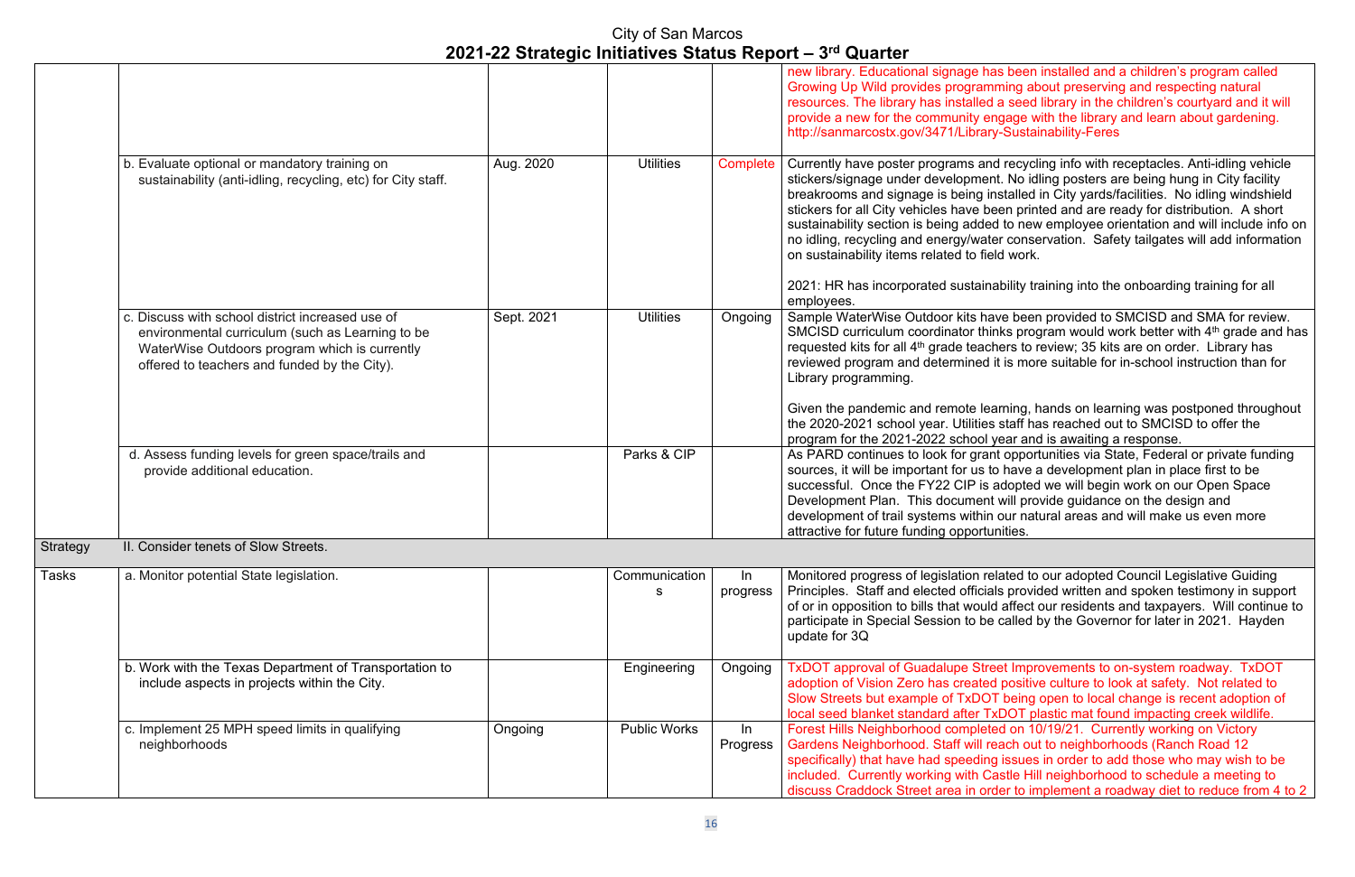# City of San Marcos
## 2021-22 Strategic Initiatives Status Report – 3rd Quarter

| | | | | | |
|---|---|---|---|---|---|
| | | | | | new library. Educational signage has been installed and a children's program called Growing Up Wild provides programming about preserving and respecting natural resources. The library has installed a seed library in the children's courtyard and it will provide a new for the community engage with the library and learn about gardening. http://sanmarcostx.gov/3471/Library-Sustainability-Feres |
| | b. Evaluate optional or mandatory training on sustainability (anti-idling, recycling, etc) for City staff. | Aug. 2020 | Utilities | Complete | Currently have poster programs and recycling info with receptacles. Anti-idling vehicle stickers/signage under development. No idling posters are being hung in City facility breakrooms and signage is being installed in City yards/facilities. No idling windshield stickers for all City vehicles have been printed and are ready for distribution. A short sustainability section is being added to new employee orientation and will include info on no idling, recycling and energy/water conservation. Safety tailgates will add information on sustainability items related to field work.<br><br>2021: HR has incorporated sustainability training into the onboarding training for all employees. |
| | c. Discuss with school district increased use of environmental curriculum (such as Learning to be WaterWise Outdoors program which is currently offered to teachers and funded by the City). | Sept. 2021 | Utilities | Ongoing | Sample WaterWise Outdoor kits have been provided to SMCISD and SMA for review. SMCISD curriculum coordinator thinks program would work better with 4th grade and has requested kits for all 4th grade teachers to review; 35 kits are on order. Library has reviewed program and determined it is more suitable for in-school instruction than for Library programming.<br><br>Given the pandemic and remote learning, hands on learning was postponed throughout the 2020-2021 school year. Utilities staff has reached out to SMCISD to offer the program for the 2021-2022 school year and is awaiting a response. |
| | d. Assess funding levels for green space/trails and provide additional education. | | Parks & CIP | | As PARD continues to look for grant opportunities via State, Federal or private funding sources, it will be important for us to have a development plan in place first to be successful. Once the FY22 CIP is adopted we will begin work on our Open Space Development Plan. This document will provide guidance on the design and development of trail systems within our natural areas and will make us even more attractive for future funding opportunities. |
| Strategy | II. Consider tenets of Slow Streets. | | | | |
| Tasks | a. Monitor potential State legislation. | | Communications | In progress | Monitored progress of legislation related to our adopted Council Legislative Guiding Principles. Staff and elected officials provided written and spoken testimony in support of or in opposition to bills that would affect our residents and taxpayers. Will continue to participate in Special Session to be called by the Governor for later in 2021. Hayden update for 3Q |
| | b. Work with the Texas Department of Transportation to include aspects in projects within the City. | | Engineering | Ongoing | TxDOT approval of Guadalupe Street Improvements to on-system roadway. TxDOT adoption of Vision Zero has created positive culture to look at safety. Not related to Slow Streets but example of TxDOT being open to local change is recent adoption of local seed blanket standard after TxDOT plastic mat found impacting creek wildlife. |
| | c. Implement 25 MPH speed limits in qualifying neighborhoods | Ongoing | Public Works | In Progress | Forest Hills Neighborhood completed on 10/19/21. Currently working on Victory Gardens Neighborhood. Staff will reach out to neighborhoods (Ranch Road 12 specifically) that have had speeding issues in order to add those who may wish to be included. Currently working with Castle Hill neighborhood to schedule a meeting to discuss Craddock Street area in order to implement a roadway diet to reduce from 4 to 2 |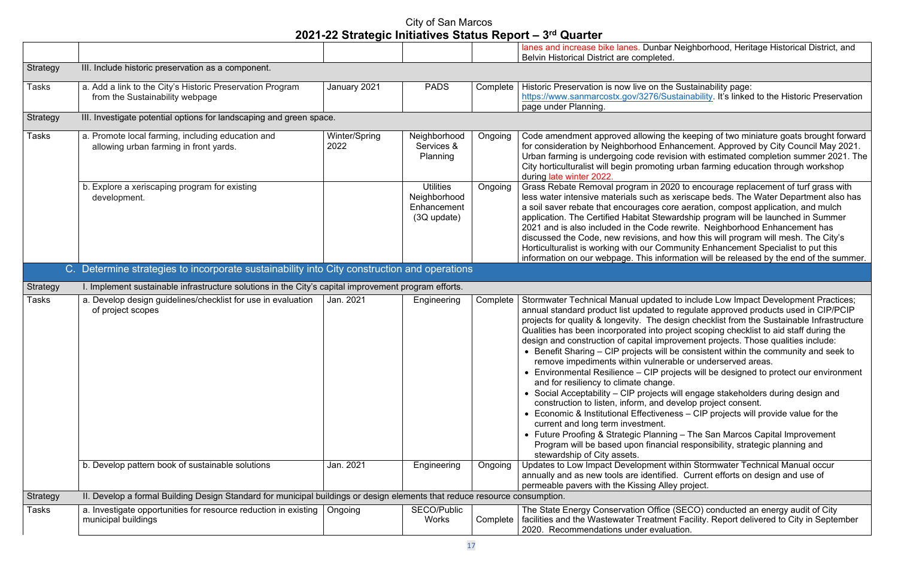# City of San Marcos
## 2021-22 Strategic Initiatives Status Report – 3rd Quarter

| | | | | | |
|---|---|---|---|---|---|
| | | | | | lanes and increase bike lanes. Dunbar Neighborhood, Heritage Historical District, and Belvin Historical District are completed. |
| Strategy | III. Include historic preservation as a component. | | | | |
| Tasks | a. Add a link to the City's Historic Preservation Program from the Sustainability webpage | January 2021 | PADS | Complete | Historic Preservation is now live on the Sustainability page: https://www.sanmarcostx.gov/3276/Sustainability. It's linked to the Historic Preservation page under Planning. |
| Strategy | III. Investigate potential options for landscaping and green space. | | | | |
| Tasks | a. Promote local farming, including education and allowing urban farming in front yards. | Winter/Spring 2022 | Neighborhood Services & Planning | Ongoing | Code amendment approved allowing the keeping of two miniature goats brought forward for consideration by Neighborhood Enhancement. Approved by City Council May 2021. Urban farming is undergoing code revision with estimated completion summer 2021. The City horticulturalist will begin promoting urban farming education through workshop during late winter 2022. |
| | b. Explore a xeriscaping program for existing development. | | Utilities Neighborhood Enhancement (3Q update) | Ongoing | Grass Rebate Removal program in 2020 to encourage replacement of turf grass with less water intensive materials such as xeriscape beds. The Water Department also has a soil saver rebate that encourages core aeration, compost application, and mulch application. The Certified Habitat Stewardship program will be launched in Summer 2021 and is also included in the Code rewrite. Neighborhood Enhancement has discussed the Code, new revisions, and how this will program will mesh. The City's Horticulturalist is working with our Community Enhancement Specialist to put this information on our webpage. This information will be released by the end of the summer. |
| **C. Determine strategies to incorporate sustainability into City construction and operations** | | | | | |
| Strategy | I. Implement sustainable infrastructure solutions in the City's capital improvement program efforts. | | | | |
| Tasks | a. Develop design guidelines/checklist for use in evaluation of project scopes | Jan. 2021 | Engineering | Complete | Stormwater Technical Manual updated to include Low Impact Development Practices; annual standard product list updated to regulate approved products used in CIP/PCIP projects for quality & longevity. The design checklist from the Sustainable Infrastructure Qualities has been incorporated into project scoping checklist to aid staff during the design and construction of capital improvement projects. Those qualities include:<br>• Benefit Sharing – CIP projects will be consistent within the community and seek to remove impediments within vulnerable or underserved areas.<br>• Environmental Resilience – CIP projects will be designed to protect our environment and for resiliency to climate change.<br>• Social Acceptability – CIP projects will engage stakeholders during design and construction to listen, inform, and develop project consent.<br>• Economic & Institutional Effectiveness – CIP projects will provide value for the current and long term investment.<br>• Future Proofing & Strategic Planning – The San Marcos Capital Improvement Program will be based upon financial responsibility, strategic planning and stewardship of City assets. |
| | b. Develop pattern book of sustainable solutions | Jan. 2021 | Engineering | Ongoing | Updates to Low Impact Development within Stormwater Technical Manual occur annually and as new tools are identified. Current efforts on design and use of permeable pavers with the Kissing Alley project. |
| Strategy | II. Develop a formal Building Design Standard for municipal buildings or design elements that reduce resource consumption. | | | | |
| Tasks | a. Investigate opportunities for resource reduction in existing municipal buildings | Ongoing | SECO/Public Works | Complete | The State Energy Conservation Office (SECO) conducted an energy audit of City facilities and the Wastewater Treatment Facility. Report delivered to City in September 2020. Recommendations under evaluation. |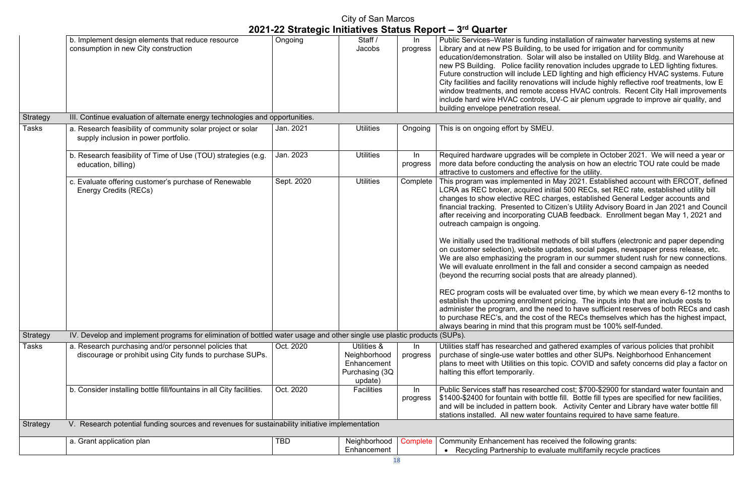City of San Marcos

# 2021-22 Strategic Initiatives Status Report – 3rd Quarter

| | | | | | |
|---|---|---|---|---|---|
| | b. Implement design elements that reduce resource consumption in new City construction | Ongoing | Staff / Jacobs | In progress | Public Services–Water is funding installation of rainwater harvesting systems at new Library and at new PS Building, to be used for irrigation and for community education/demonstration. Solar will also be installed on Utility Bldg. and Warehouse at new PS Building. Police facility renovation includes upgrade to LED lighting fixtures. Future construction will include LED lighting and high efficiency HVAC systems. Future City facilities and facility renovations will include highly reflective roof treatments, low E window treatments, and remote access HVAC controls. Recent City Hall improvements include hard wire HVAC controls, UV-C air plenum upgrade to improve air quality, and building envelope penetration reseal. |
| Strategy | III. Continue evaluation of alternate energy technologies and opportunities. | | | | |
| Tasks | a. Research feasibility of community solar project or solar supply inclusion in power portfolio. | Jan. 2021 | Utilities | Ongoing | This is on ongoing effort by SMEU. |
| | b. Research feasibility of Time of Use (TOU) strategies (e.g. education, billing) | Jan. 2023 | Utilities | In progress | Required hardware upgrades will be complete in October 2021. We will need a year or more data before conducting the analysis on how an electric TOU rate could be made attractive to customers and effective for the utility. |
| | c. Evaluate offering customer's purchase of Renewable Energy Credits (RECs) | Sept. 2020 | Utilities | Complete | This program was implemented in May 2021. Established account with ERCOT, defined LCRA as REC broker, acquired initial 500 RECs, set REC rate, established utility bill changes to show elective REC charges, established General Ledger accounts and financial tracking. Presented to Citizen's Utility Advisory Board in Jan 2021 and Council after receiving and incorporating CUAB feedback. Enrollment began May 1, 2021 and outreach campaign is ongoing.<br><br>We initially used the traditional methods of bill stuffers (electronic and paper depending on customer selection), website updates, social pages, newspaper press release, etc. We are also emphasizing the program in our summer student rush for new connections. We will evaluate enrollment in the fall and consider a second campaign as needed (beyond the recurring social posts that are already planned).<br><br>REC program costs will be evaluated over time, by which we mean every 6-12 months to establish the upcoming enrollment pricing. The inputs into that are include costs to administer the program, and the need to have sufficient reserves of both RECs and cash to purchase REC's, and the cost of the RECs themselves which has the highest impact, always bearing in mind that this program must be 100% self-funded. |
| Strategy | IV. Develop and implement programs for elimination of bottled water usage and other single use plastic products (SUPs). | | | | |
| Tasks | a. Research purchasing and/or personnel policies that discourage or prohibit using City funds to purchase SUPs. | Oct. 2020 | Utilities & Neighborhood Enhancement Purchasing (3Q update) | In progress | Utilities staff has researched and gathered examples of various policies that prohibit purchase of single-use water bottles and other SUPs. Neighborhood Enhancement plans to meet with Utilities on this topic. COVID and safety concerns did play a factor on halting this effort temporarily. |
| | b. Consider installing bottle fill/fountains in all City facilities. | Oct. 2020 | Facilities | In progress | Public Services staff has researched cost; $700-$2900 for standard water fountain and $1400-$2400 for fountain with bottle fill. Bottle fill types are specified for new facilities, and will be included in pattern book. Activity Center and Library have water bottle fill stations installed. All new water fountains required to have same feature. |
| Strategy | V. Research potential funding sources and revenues for sustainability initiative implementation | | | | |
| | a. Grant application plan | TBD | Neighborhood Enhancement | Complete | Community Enhancement has received the following grants:<br>• Recycling Partnership to evaluate multifamily recycle practices |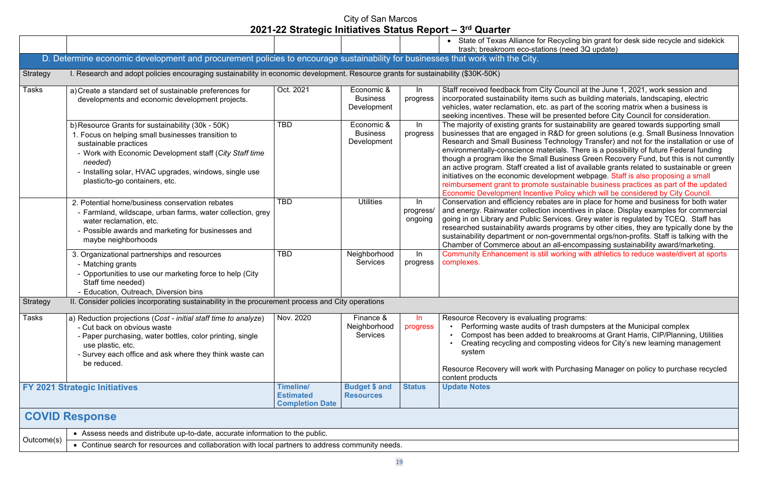# City of San Marcos
## 2021-22 Strategic Initiatives Status Report – 3rd Quarter

| | | | | | |
|---|---|---|---|---|---|
| | | | | | • State of Texas Alliance for Recycling bin grant for desk side recycle and sidekick trash; breakroom eco-stations (need 3Q update) |
| **D. Determine economic development and procurement policies to encourage sustainability for businesses that work with the City.** | | | | | |
| Strategy | I. Research and adopt policies encouraging sustainability in economic development. Resource grants for sustainability ($30K-50K) | | | | |
| Tasks | a) Create a standard set of sustainable preferences for developments and economic development projects. | Oct. 2021 | Economic & Business Development | In progress | Staff received feedback from City Council at the June 1, 2021, work session and incorporated sustainability items such as building materials, landscaping, electric vehicles, water reclamation, etc. as part of the scoring matrix when a business is seeking incentives. These will be presented before City Council for consideration. |
| | b) Resource Grants for sustainability (30k - 50K)<br>1. Focus on helping small businesses transition to sustainable practices<br>- Work with Economic Development staff (*City Staff time needed*)<br>- Installing solar, HVAC upgrades, windows, single use plastic/to-go containers, etc. | TBD | Economic & Business Development | In progress | The majority of existing grants for sustainability are geared towards supporting small businesses that are engaged in R&D for green solutions (e.g. Small Business Innovation Research and Small Business Technology Transfer) and not for the installation or use of environmentally-conscience materials. There is a possibility of future Federal funding though a program like the Small Business Green Recovery Fund, but this is not currently an active program. Staff created a list of available grants related to sustainable or green initiatives on the economic development webpage. Staff is also proposing a small reimbursement grant to promote sustainable business practices as part of the updated Economic Development Incentive Policy which will be considered by City Council. |
| | 2. Potential home/business conservation rebates<br>- Farmland, wildscape, urban farms, water collection, grey water reclamation, etc.<br>- Possible awards and marketing for businesses and maybe neighborhoods | TBD | Utilities | In progress/ ongoing | Conservation and efficiency rebates are in place for home and business for both water and energy. Rainwater collection incentives in place. Display examples for commercial going in on Library and Public Services. Grey water is regulated by TCEQ. Staff has researched sustainability awards programs by other cities, they are typically done by the sustainability department or non-governmental orgs/non-profits. Staff is talking with the Chamber of Commerce about an all-encompassing sustainability award/marketing. |
| | 3. Organizational partnerships and resources<br>- Matching grants<br>- Opportunities to use our marketing force to help (City Staff time needed)<br>- Education, Outreach, Diversion bins | TBD | Neighborhood Services | In progress | Community Enhancement is still working with athletics to reduce waste/divert at sports complexes. |
| Strategy | II. Consider policies incorporating sustainability in the procurement process and City operations | | | | |
| Tasks | a) Reduction projections (*Cost - initial staff time to analyze*)<br>- Cut back on obvious waste<br>- Paper purchasing, water bottles, color printing, single use plastic, etc.<br>- Survey each office and ask where they think waste can be reduced. | Nov. 2020 | Finance & Neighborhood Services | In progress | Resource Recovery is evaluating programs:<br>• Performing waste audits of trash dumpsters at the Municipal complex<br>• Compost has been added to breakrooms at Grant Harris, CIP/Planning, Utilities<br>• Creating recycling and composting videos for City's new learning management system<br><br>Resource Recovery will work with Purchasing Manager on policy to purchase recycled content products |
| **FY 2021 Strategic Initiatives** | | **Timeline/ Estimated Completion Date** | **Budget $ and Resources** | **Status** | **Update Notes** |
| **COVID Response** | | | | | |
| Outcome(s) | • Assess needs and distribute up-to-date, accurate information to the public. | | | | |
| | • Continue search for resources and collaboration with local partners to address community needs. | | | | |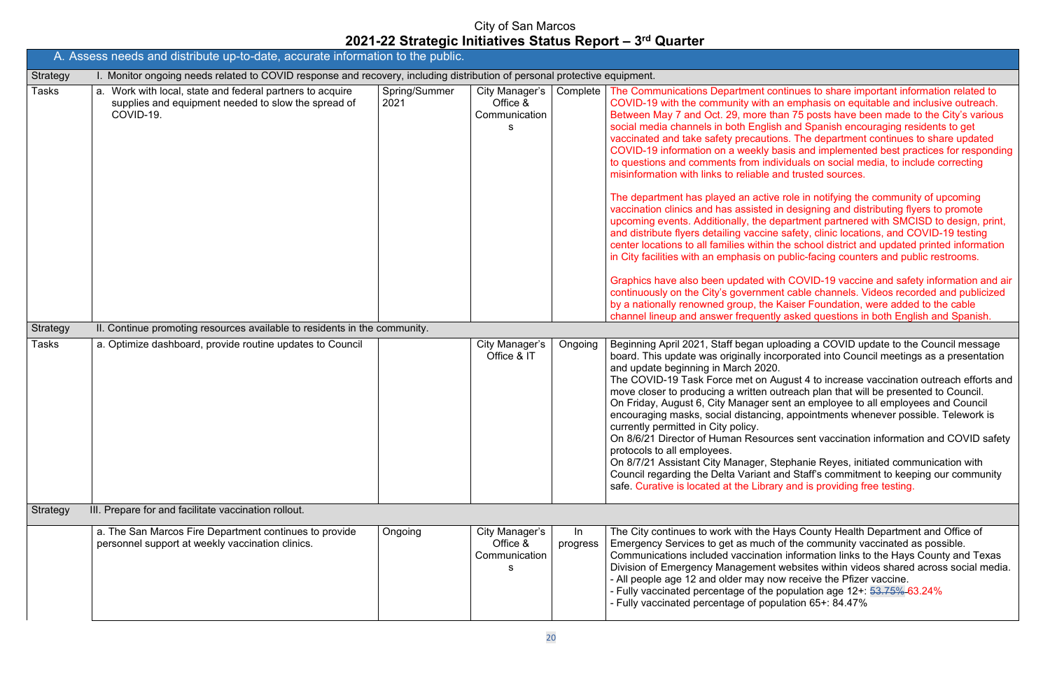City of San Marcos

# 2021-22 Strategic Initiatives Status Report – 3rd Quarter

| A. Assess needs and distribute up-to-date, accurate information to the public. | | | | | |
|---|---|---|---|---|---|
| Strategy | I. Monitor ongoing needs related to COVID response and recovery, including distribution of personal protective equipment. | | | | |
| Tasks | a. Work with local, state and federal partners to acquire supplies and equipment needed to slow the spread of COVID-19. | Spring/Summer 2021 | City Manager's Office & Communications | Complete | The Communications Department continues to share important information related to COVID-19 with the community with an emphasis on equitable and inclusive outreach. Between May 7 and Oct. 29, more than 75 posts have been made to the City's various social media channels in both English and Spanish encouraging residents to get vaccinated and take safety precautions. The department continues to share updated COVID-19 information on a weekly basis and implemented best practices for responding to questions and comments from individuals on social media, to include correcting misinformation with links to reliable and trusted sources.<br><br>The department has played an active role in notifying the community of upcoming vaccination clinics and has assisted in designing and distributing flyers to promote upcoming events. Additionally, the department partnered with SMCISD to design, print, and distribute flyers detailing vaccine safety, clinic locations, and COVID-19 testing center locations to all families within the school district and updated printed information in City facilities with an emphasis on public-facing counters and public restrooms.<br><br>Graphics have also been updated with COVID-19 vaccine and safety information and air continuously on the City's government cable channels. Videos recorded and publicized by a nationally renowned group, the Kaiser Foundation, were added to the cable channel lineup and answer frequently asked questions in both English and Spanish. |
| Strategy | II. Continue promoting resources available to residents in the community. | | | | |
| Tasks | a. Optimize dashboard, provide routine updates to Council | | City Manager's Office & IT | Ongoing | Beginning April 2021, Staff began uploading a COVID update to the Council message board. This update was originally incorporated into Council meetings as a presentation and update beginning in March 2020.<br>The COVID-19 Task Force met on August 4 to increase vaccination outreach efforts and move closer to producing a written outreach plan that will be presented to Council.<br>On Friday, August 6, City Manager sent an employee to all employees and Council encouraging masks, social distancing, appointments whenever possible. Telework is currently permitted in City policy.<br>On 8/6/21 Director of Human Resources sent vaccination information and COVID safety protocols to all employees.<br>On 8/7/21 Assistant City Manager, Stephanie Reyes, initiated communication with Council regarding the Delta Variant and Staff's commitment to keeping our community safe. Curative is located at the Library and is providing free testing. |
| Strategy | III. Prepare for and facilitate vaccination rollout. | | | | |
| | a. The San Marcos Fire Department continues to provide personnel support at weekly vaccination clinics. | Ongoing | City Manager's Office & Communications | In progress | The City continues to work with the Hays County Health Department and Office of Emergency Services to get as much of the community vaccinated as possible. Communications included vaccination information links to the Hays County and Texas Division of Emergency Management websites within videos shared across social media.<br>- All people age 12 and older may now receive the Pfizer vaccine.<br>- Fully vaccinated percentage of the population age 12+: ~~53.75%~~ 63.24%<br>- Fully vaccinated percentage of population 65+: 84.47% |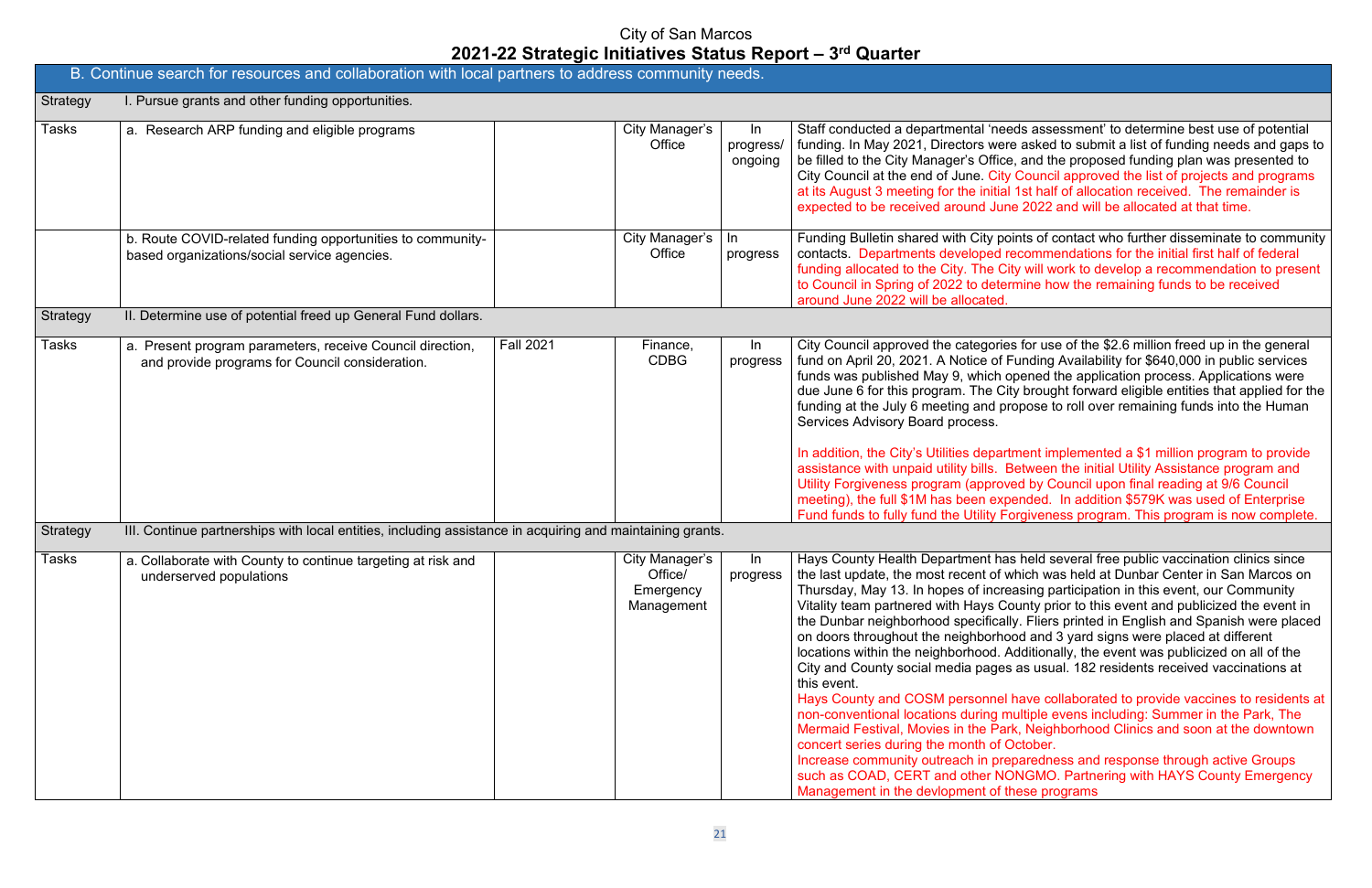City of San Marcos

# 2021-22 Strategic Initiatives Status Report – 3rd Quarter

| B. Continue search for resources and collaboration with local partners to address community needs. | | | | | |
|---|---|---|---|---|---|
| Strategy | I. Pursue grants and other funding opportunities. | | | | |
| Tasks | a. Research ARP funding and eligible programs | | City Manager's Office | In progress/ ongoing | Staff conducted a departmental 'needs assessment' to determine best use of potential funding. In May 2021, Directors were asked to submit a list of funding needs and gaps to be filled to the City Manager's Office, and the proposed funding plan was presented to City Council at the end of June. City Council approved the list of projects and programs at its August 3 meeting for the initial 1st half of allocation received. The remainder is expected to be received around June 2022 and will be allocated at that time. |
| | b. Route COVID-related funding opportunities to community-based organizations/social service agencies. | | City Manager's Office | In progress | Funding Bulletin shared with City points of contact who further disseminate to community contacts. Departments developed recommendations for the initial first half of federal funding allocated to the City. The City will work to develop a recommendation to present to Council in Spring of 2022 to determine how the remaining funds to be received around June 2022 will be allocated. |
| Strategy | II. Determine use of potential freed up General Fund dollars. | | | | |
| Tasks | a. Present program parameters, receive Council direction, and provide programs for Council consideration. | Fall 2021 | Finance, CDBG | In progress | City Council approved the categories for use of the $2.6 million freed up in the general fund on April 20, 2021. A Notice of Funding Availability for $640,000 in public services funds was published May 9, which opened the application process. Applications were due June 6 for this program. The City brought forward eligible entities that applied for the funding at the July 6 meeting and propose to roll over remaining funds into the Human Services Advisory Board process.<br><br>In addition, the City's Utilities department implemented a $1 million program to provide assistance with unpaid utility bills. Between the initial Utility Assistance program and Utility Forgiveness program (approved by Council upon final reading at 9/6 Council meeting), the full $1M has been expended. In addition $579K was used of Enterprise Fund funds to fully fund the Utility Forgiveness program. This program is now complete. |
| Strategy | III. Continue partnerships with local entities, including assistance in acquiring and maintaining grants. | | | | |
| Tasks | a. Collaborate with County to continue targeting at risk and underserved populations | | City Manager's Office/ Emergency Management | In progress | Hays County Health Department has held several free public vaccination clinics since the last update, the most recent of which was held at Dunbar Center in San Marcos on Thursday, May 13. In hopes of increasing participation in this event, our Community Vitality team partnered with Hays County prior to this event and publicized the event in the Dunbar neighborhood specifically. Fliers printed in English and Spanish were placed on doors throughout the neighborhood and 3 yard signs were placed at different locations within the neighborhood. Additionally, the event was publicized on all of the City and County social media pages as usual. 182 residents received vaccinations at this event.<br>Hays County and COSM personnel have collaborated to provide vaccines to residents at non-conventional locations during multiple evens including: Summer in the Park, The Mermaid Festival, Movies in the Park, Neighborhood Clinics and soon at the downtown concert series during the month of October.<br>Increase community outreach in preparedness and response through active Groups such as COAD, CERT and other NONGMO. Partnering with HAYS County Emergency Management in the devlopment of these programs |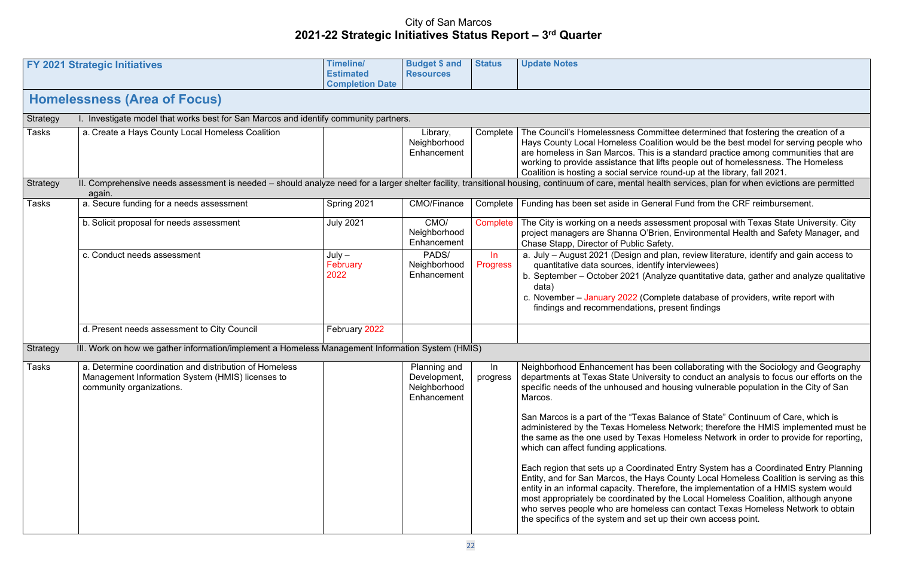City of San Marcos

# 2021-22 Strategic Initiatives Status Report – 3rd Quarter

| FY 2021 Strategic Initiatives | | Timeline/ Estimated Completion Date | Budget $ and Resources | Status | Update Notes |
|---|---|---|---|---|---|
| **Homelessness (Area of Focus)** | | | | | |
| Strategy | I. Investigate model that works best for San Marcos and identify community partners. | | | | |
| Tasks | a. Create a Hays County Local Homeless Coalition | | Library, Neighborhood Enhancement | Complete | The Council's Homelessness Committee determined that fostering the creation of a Hays County Local Homeless Coalition would be the best model for serving people who are homeless in San Marcos. This is a standard practice among communities that are working to provide assistance that lifts people out of homelessness. The Homeless Coalition is hosting a social service round-up at the library, fall 2021. |
| Strategy | II. Comprehensive needs assessment is needed – should analyze need for a larger shelter facility, transitional housing, continuum of care, mental health services, plan for when evictions are permitted again. | | | | |
| Tasks | a. Secure funding for a needs assessment | Spring 2021 | CMO/Finance | Complete | Funding has been set aside in General Fund from the CRF reimbursement. |
| | b. Solicit proposal for needs assessment | July 2021 | CMO/ Neighborhood Enhancement | Complete | The City is working on a needs assessment proposal with Texas State University. City project managers are Shanna O'Brien, Environmental Health and Safety Manager, and Chase Stapp, Director of Public Safety. |
| | c. Conduct needs assessment | July – February 2022 | PADS/ Neighborhood Enhancement | In Progress | a. July – August 2021 (Design and plan, review literature, identify and gain access to quantitative data sources, identify interviewees)<br>b. September – October 2021 (Analyze quantitative data, gather and analyze qualitative data)<br>c. November – January 2022 (Complete database of providers, write report with findings and recommendations, present findings |
| | d. Present needs assessment to City Council | February 2022 | | | |
| Strategy | III. Work on how we gather information/implement a Homeless Management Information System (HMIS) | | | | |
| Tasks | a. Determine coordination and distribution of Homeless Management Information System (HMIS) licenses to community organizations. | | Planning and Development, Neighborhood Enhancement | In progress | Neighborhood Enhancement has been collaborating with the Sociology and Geography departments at Texas State University to conduct an analysis to focus our efforts on the specific needs of the unhoused and housing vulnerable population in the City of San Marcos.<br><br>San Marcos is a part of the "Texas Balance of State" Continuum of Care, which is administered by the Texas Homeless Network; therefore the HMIS implemented must be the same as the one used by Texas Homeless Network in order to provide for reporting, which can affect funding applications.<br><br>Each region that sets up a Coordinated Entry System has a Coordinated Entry Planning Entity, and for San Marcos, the Hays County Local Homeless Coalition is serving as this entity in an informal capacity. Therefore, the implementation of a HMIS system would most appropriately be coordinated by the Local Homeless Coalition, although anyone who serves people who are homeless can contact Texas Homeless Network to obtain the specifics of the system and set up their own access point. |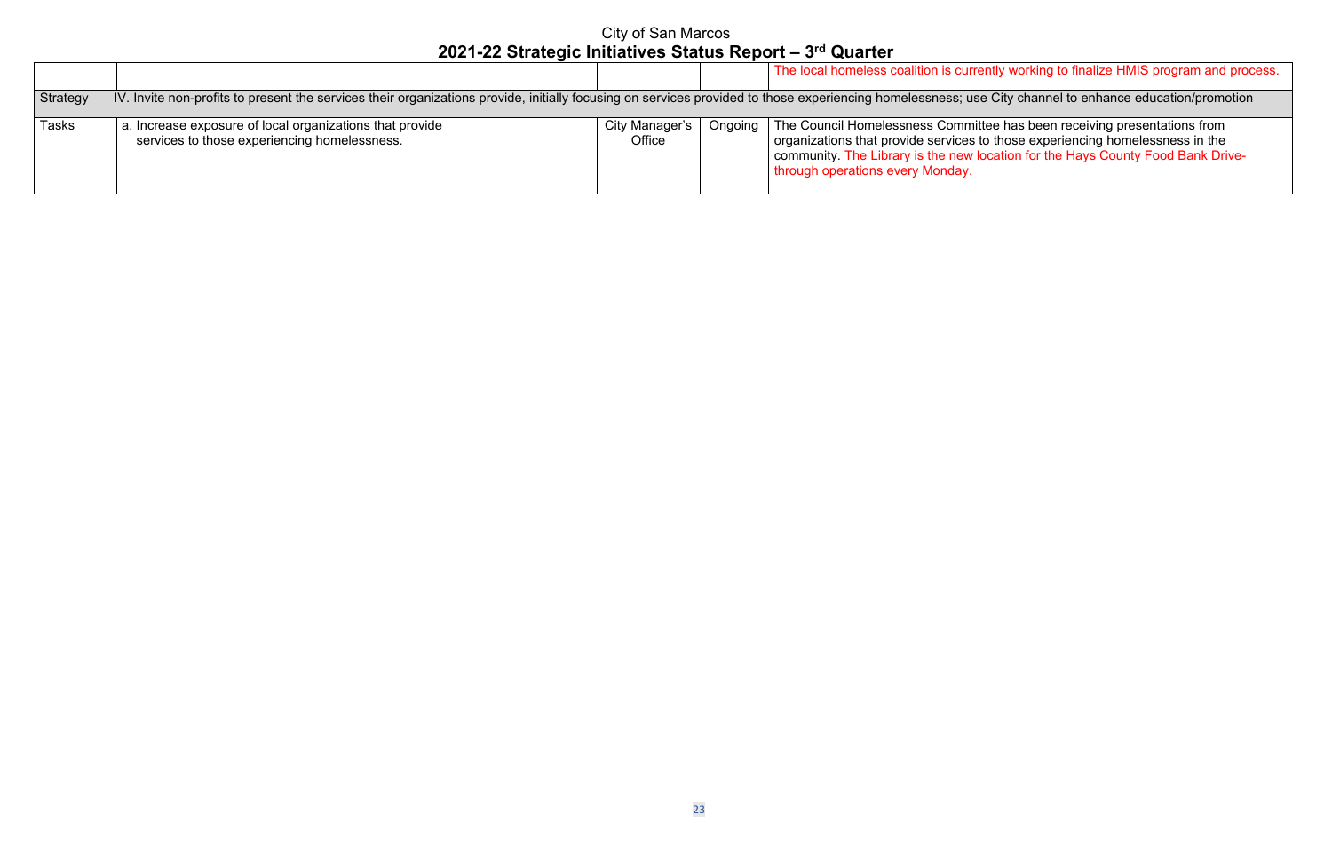City of San Marcos

# 2021-22 Strategic Initiatives Status Report – 3rd Quarter

| | | | | | |
|---|---|---|---|---|---|
| | | | | | The local homeless coalition is currently working to finalize HMIS program and process. |
| Strategy | IV. Invite non-profits to present the services their organizations provide, initially focusing on services provided to those experiencing homelessness; use City channel to enhance education/promotion | | | | |
| Tasks | a. Increase exposure of local organizations that provide services to those experiencing homelessness. | | City Manager's Office | Ongoing | The Council Homelessness Committee has been receiving presentations from organizations that provide services to those experiencing homelessness in the community. The Library is the new location for the Hays County Food Bank Drive-through operations every Monday. |